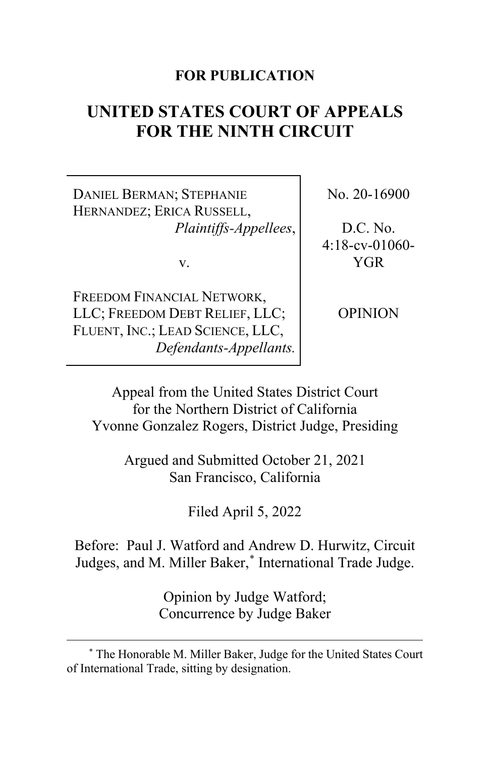**FOR PUBLICATION**

# UNITED STATES COURT OF APPEALS FOR THE NINTH CIRCUIT

| | |
|---|---|
| DANIEL BERMAN; STEPHANIE HERNANDEZ; ERICA RUSSELL, *Plaintiffs-Appellees*, v. FREEDOM FINANCIAL NETWORK, LLC; FREEDOM DEBT RELIEF, LLC; FLUENT, INC.; LEAD SCIENCE, LLC, *Defendants-Appellants.* | No. 20-16900 D.C. No. 4:18-cv-01060-YGR OPINION |

Appeal from the United States District Court for the Northern District of California
Yvonne Gonzalez Rogers, District Judge, Presiding

Argued and Submitted October 21, 2021
San Francisco, California

Filed April 5, 2022

Before: Paul J. Watford and Andrew D. Hurwitz, Circuit Judges, and M. Miller Baker,* International Trade Judge.

Opinion by Judge Watford;
Concurrence by Judge Baker

---

\* The Honorable M. Miller Baker, Judge for the United States Court of International Trade, sitting by designation.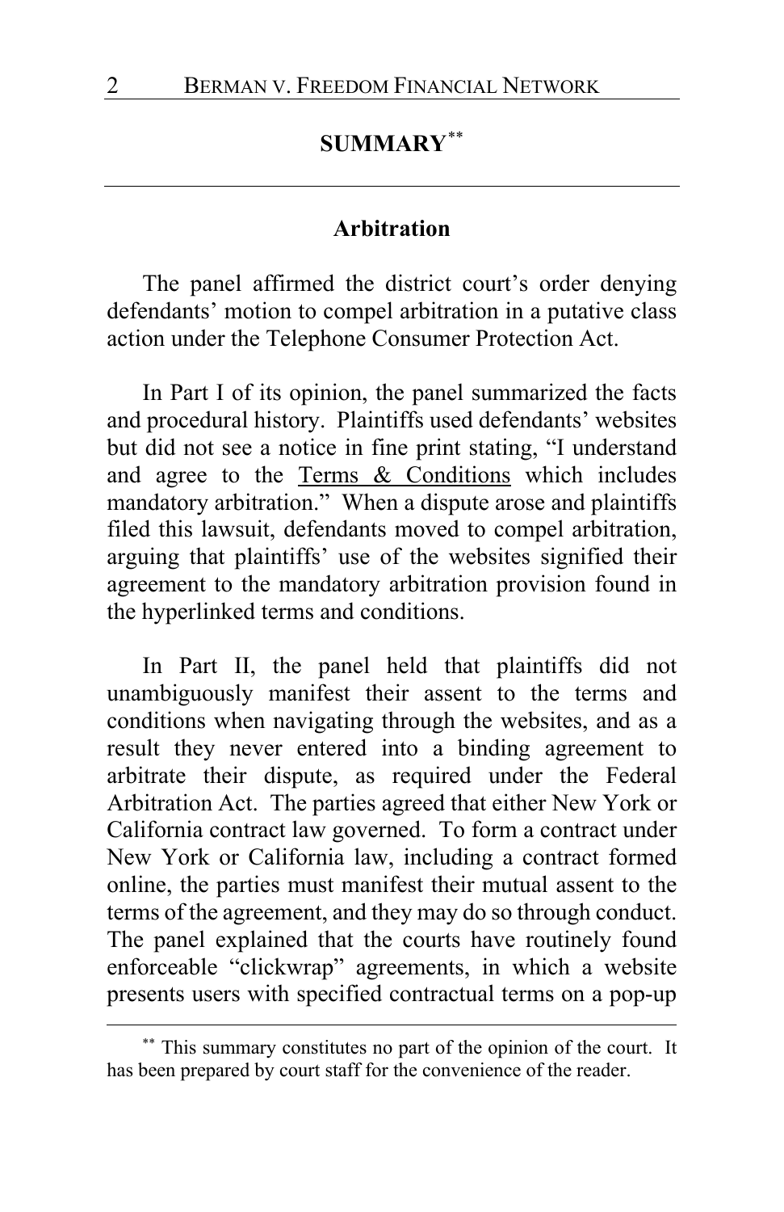## SUMMARY[**]

### Arbitration

The panel affirmed the district court's order denying defendants' motion to compel arbitration in a putative class action under the Telephone Consumer Protection Act.

In Part I of its opinion, the panel summarized the facts and procedural history. Plaintiffs used defendants' websites but did not see a notice in fine print stating, "I understand and agree to the Terms & Conditions which includes mandatory arbitration." When a dispute arose and plaintiffs filed this lawsuit, defendants moved to compel arbitration, arguing that plaintiffs' use of the websites signified their agreement to the mandatory arbitration provision found in the hyperlinked terms and conditions.

In Part II, the panel held that plaintiffs did not unambiguously manifest their assent to the terms and conditions when navigating through the websites, and as a result they never entered into a binding agreement to arbitrate their dispute, as required under the Federal Arbitration Act. The parties agreed that either New York or California contract law governed. To form a contract under New York or California law, including a contract formed online, the parties must manifest their mutual assent to the terms of the agreement, and they may do so through conduct. The panel explained that the courts have routinely found enforceable "clickwrap" agreements, in which a website presents users with specified contractual terms on a pop-up

[**] This summary constitutes no part of the opinion of the court. It has been prepared by court staff for the convenience of the reader.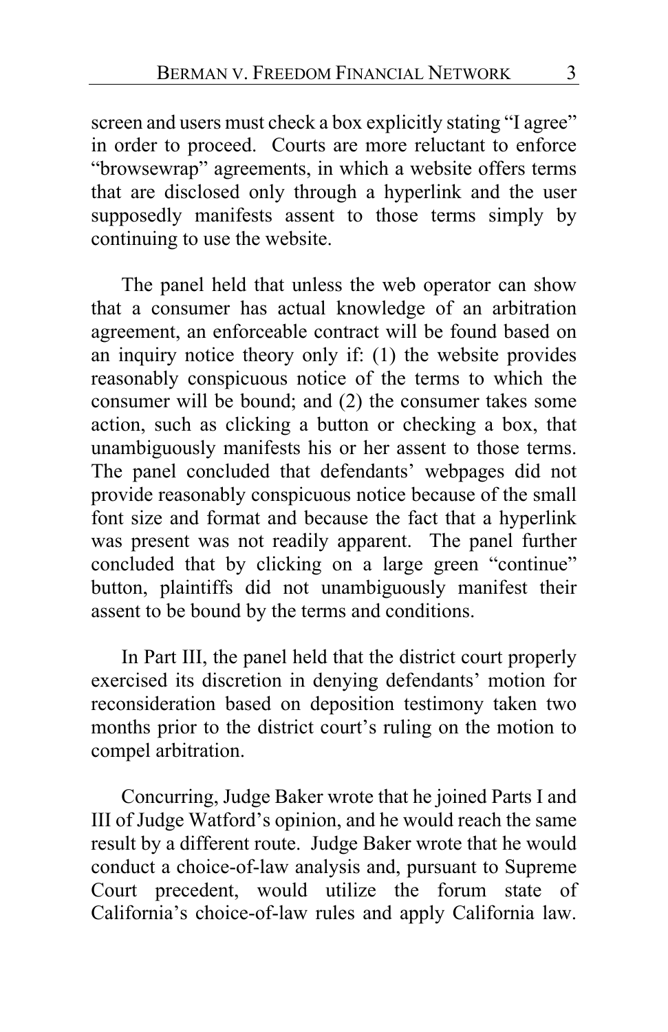screen and users must check a box explicitly stating "I agree" in order to proceed. Courts are more reluctant to enforce "browsewrap" agreements, in which a website offers terms that are disclosed only through a hyperlink and the user supposedly manifests assent to those terms simply by continuing to use the website.

The panel held that unless the web operator can show that a consumer has actual knowledge of an arbitration agreement, an enforceable contract will be found based on an inquiry notice theory only if: (1) the website provides reasonably conspicuous notice of the terms to which the consumer will be bound; and (2) the consumer takes some action, such as clicking a button or checking a box, that unambiguously manifests his or her assent to those terms. The panel concluded that defendants' webpages did not provide reasonably conspicuous notice because of the small font size and format and because the fact that a hyperlink was present was not readily apparent. The panel further concluded that by clicking on a large green "continue" button, plaintiffs did not unambiguously manifest their assent to be bound by the terms and conditions.

In Part III, the panel held that the district court properly exercised its discretion in denying defendants' motion for reconsideration based on deposition testimony taken two months prior to the district court's ruling on the motion to compel arbitration.

Concurring, Judge Baker wrote that he joined Parts I and III of Judge Watford's opinion, and he would reach the same result by a different route. Judge Baker wrote that he would conduct a choice-of-law analysis and, pursuant to Supreme Court precedent, would utilize the forum state of California's choice-of-law rules and apply California law.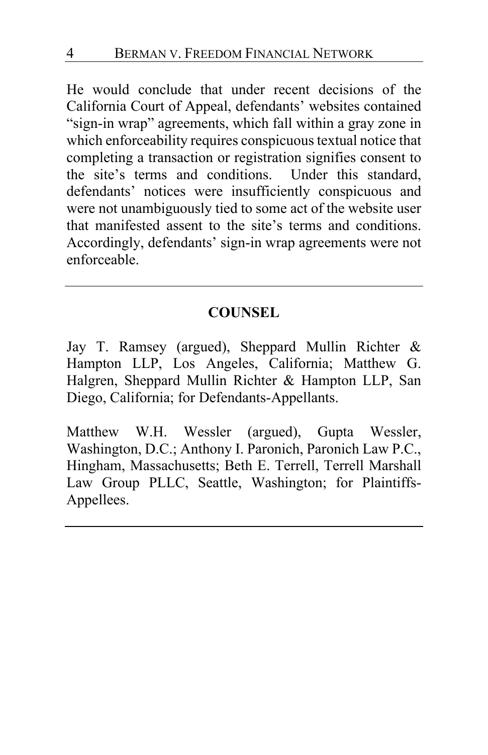He would conclude that under recent decisions of the California Court of Appeal, defendants' websites contained "sign-in wrap" agreements, which fall within a gray zone in which enforceability requires conspicuous textual notice that completing a transaction or registration signifies consent to the site's terms and conditions. Under this standard, defendants' notices were insufficiently conspicuous and were not unambiguously tied to some act of the website user that manifested assent to the site's terms and conditions. Accordingly, defendants' sign-in wrap agreements were not enforceable.

---

## COUNSEL

Jay T. Ramsey (argued), Sheppard Mullin Richter & Hampton LLP, Los Angeles, California; Matthew G. Halgren, Sheppard Mullin Richter & Hampton LLP, San Diego, California; for Defendants-Appellants.

Matthew W.H. Wessler (argued), Gupta Wessler, Washington, D.C.; Anthony I. Paronich, Paronich Law P.C., Hingham, Massachusetts; Beth E. Terrell, Terrell Marshall Law Group PLLC, Seattle, Washington; for Plaintiffs-Appellees.

---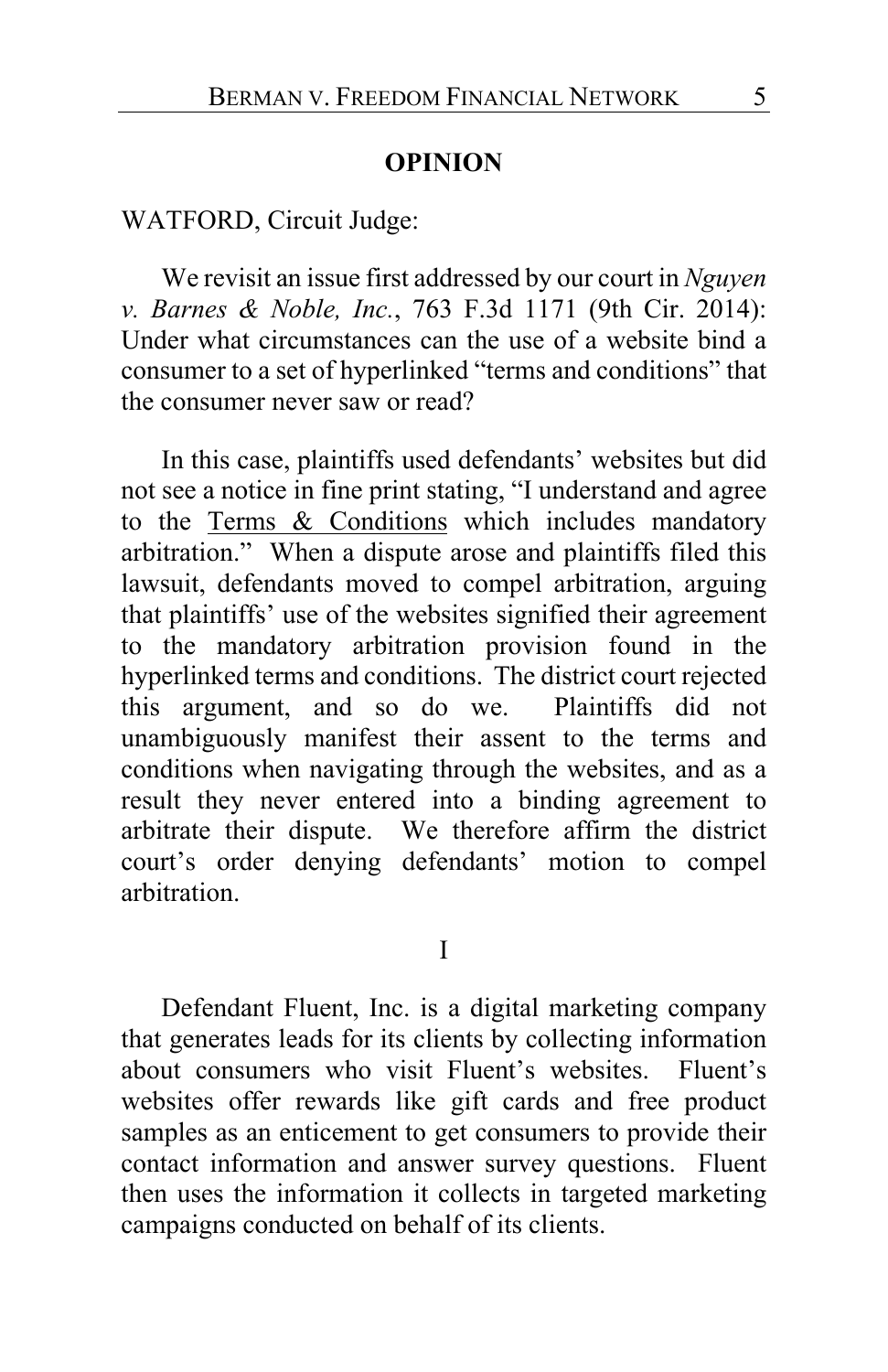## OPINION

WATFORD, Circuit Judge:

We revisit an issue first addressed by our court in *Nguyen v. Barnes & Noble, Inc.*, 763 F.3d 1171 (9th Cir. 2014): Under what circumstances can the use of a website bind a consumer to a set of hyperlinked "terms and conditions" that the consumer never saw or read?

In this case, plaintiffs used defendants' websites but did not see a notice in fine print stating, "I understand and agree to the Terms & Conditions which includes mandatory arbitration." When a dispute arose and plaintiffs filed this lawsuit, defendants moved to compel arbitration, arguing that plaintiffs' use of the websites signified their agreement to the mandatory arbitration provision found in the hyperlinked terms and conditions. The district court rejected this argument, and so do we. Plaintiffs did not unambiguously manifest their assent to the terms and conditions when navigating through the websites, and as a result they never entered into a binding agreement to arbitrate their dispute. We therefore affirm the district court's order denying defendants' motion to compel arbitration.

## I

Defendant Fluent, Inc. is a digital marketing company that generates leads for its clients by collecting information about consumers who visit Fluent's websites. Fluent's websites offer rewards like gift cards and free product samples as an enticement to get consumers to provide their contact information and answer survey questions. Fluent then uses the information it collects in targeted marketing campaigns conducted on behalf of its clients.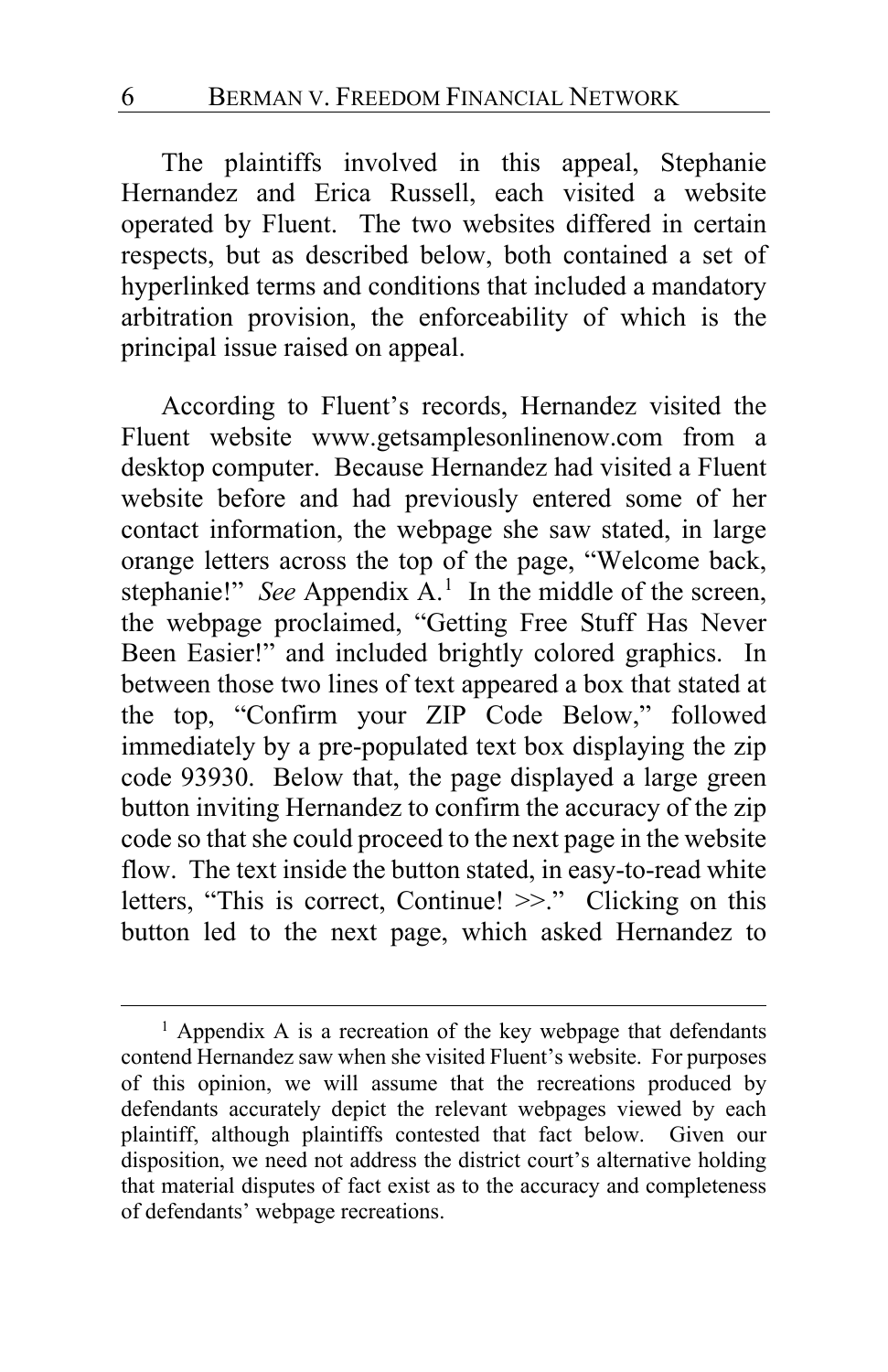The plaintiffs involved in this appeal, Stephanie Hernandez and Erica Russell, each visited a website operated by Fluent. The two websites differed in certain respects, but as described below, both contained a set of hyperlinked terms and conditions that included a mandatory arbitration provision, the enforceability of which is the principal issue raised on appeal.

According to Fluent's records, Hernandez visited the Fluent website www.getsamplesonlinenow.com from a desktop computer. Because Hernandez had visited a Fluent website before and had previously entered some of her contact information, the webpage she saw stated, in large orange letters across the top of the page, "Welcome back, stephanie!" *See* Appendix A.[1] In the middle of the screen, the webpage proclaimed, "Getting Free Stuff Has Never Been Easier!" and included brightly colored graphics. In between those two lines of text appeared a box that stated at the top, "Confirm your ZIP Code Below," followed immediately by a pre-populated text box displaying the zip code 93930. Below that, the page displayed a large green button inviting Hernandez to confirm the accuracy of the zip code so that she could proceed to the next page in the website flow. The text inside the button stated, in easy-to-read white letters, "This is correct, Continue! >>." Clicking on this button led to the next page, which asked Hernandez to

---

[1] Appendix A is a recreation of the key webpage that defendants contend Hernandez saw when she visited Fluent's website. For purposes of this opinion, we will assume that the recreations produced by defendants accurately depict the relevant webpages viewed by each plaintiff, although plaintiffs contested that fact below. Given our disposition, we need not address the district court's alternative holding that material disputes of fact exist as to the accuracy and completeness of defendants' webpage recreations.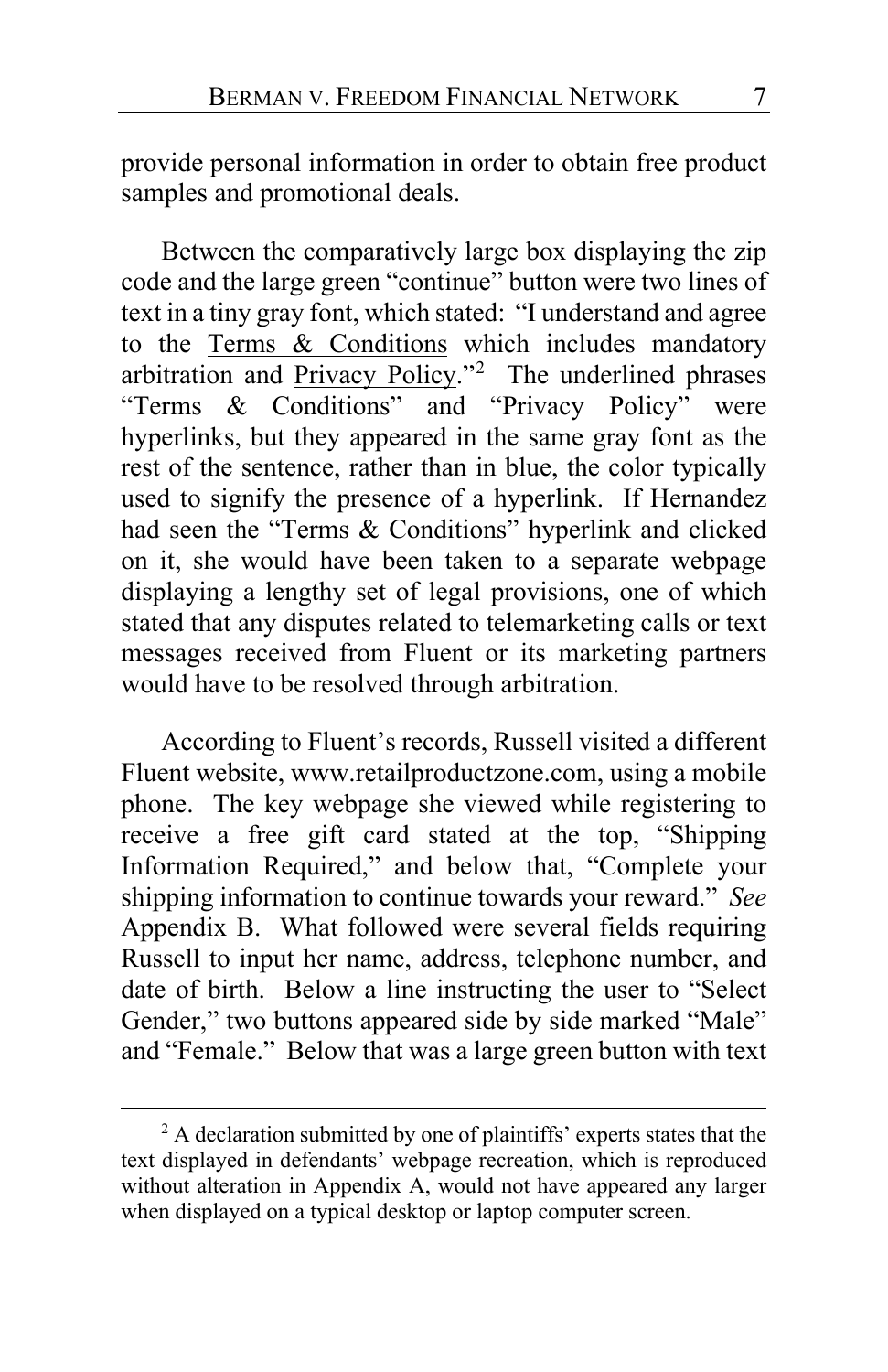provide personal information in order to obtain free product samples and promotional deals.

Between the comparatively large box displaying the zip code and the large green "continue" button were two lines of text in a tiny gray font, which stated: "I understand and agree to the Terms & Conditions which includes mandatory arbitration and Privacy Policy."[2] The underlined phrases "Terms & Conditions" and "Privacy Policy" were hyperlinks, but they appeared in the same gray font as the rest of the sentence, rather than in blue, the color typically used to signify the presence of a hyperlink. If Hernandez had seen the "Terms & Conditions" hyperlink and clicked on it, she would have been taken to a separate webpage displaying a lengthy set of legal provisions, one of which stated that any disputes related to telemarketing calls or text messages received from Fluent or its marketing partners would have to be resolved through arbitration.

According to Fluent's records, Russell visited a different Fluent website, www.retailproductzone.com, using a mobile phone. The key webpage she viewed while registering to receive a free gift card stated at the top, "Shipping Information Required," and below that, "Complete your shipping information to continue towards your reward." *See* Appendix B. What followed were several fields requiring Russell to input her name, address, telephone number, and date of birth. Below a line instructing the user to "Select Gender," two buttons appeared side by side marked "Male" and "Female." Below that was a large green button with text

---

[2] A declaration submitted by one of plaintiffs' experts states that the text displayed in defendants' webpage recreation, which is reproduced without alteration in Appendix A, would not have appeared any larger when displayed on a typical desktop or laptop computer screen.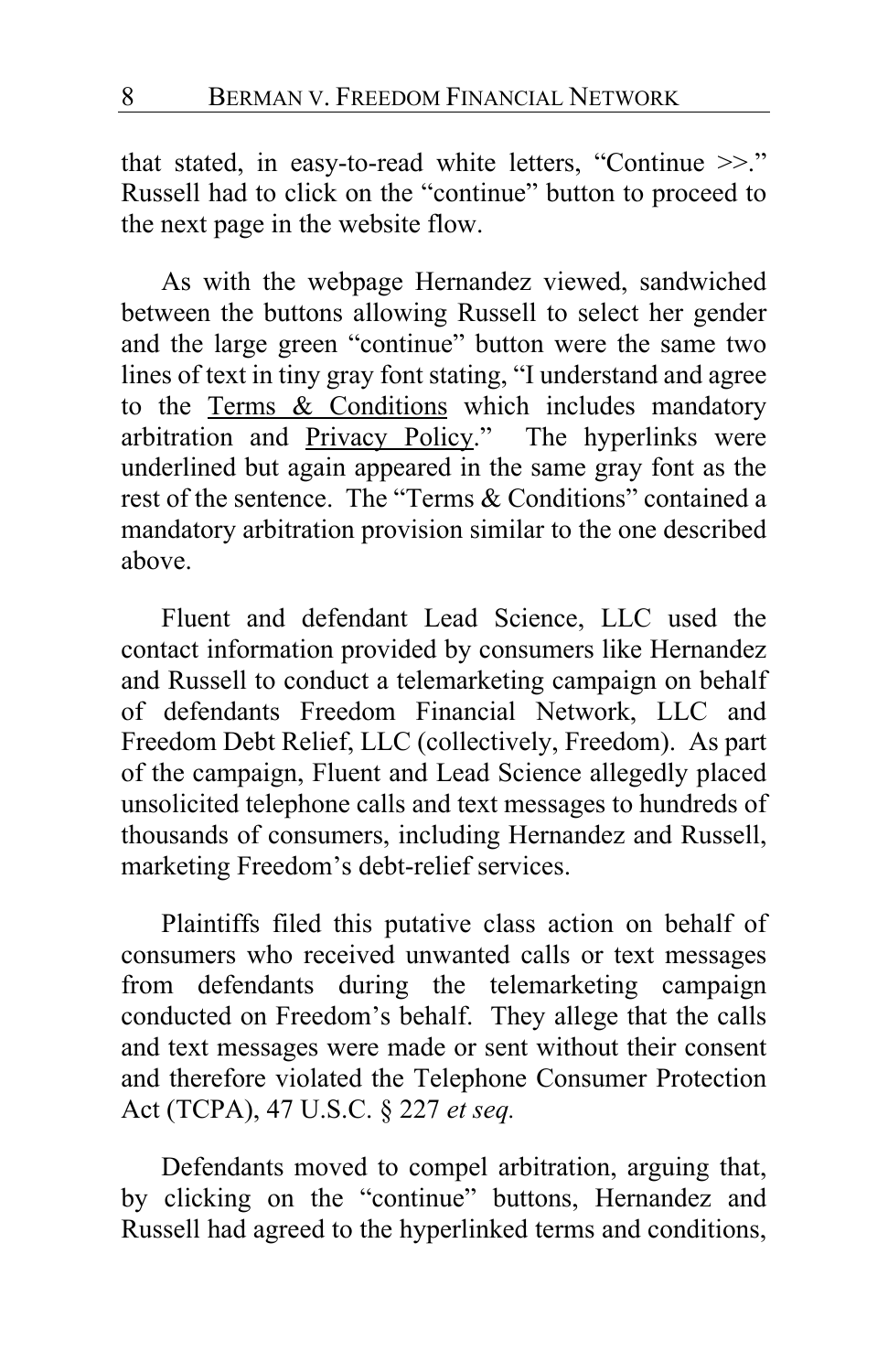that stated, in easy-to-read white letters, "Continue >>." Russell had to click on the "continue" button to proceed to the next page in the website flow.

As with the webpage Hernandez viewed, sandwiched between the buttons allowing Russell to select her gender and the large green "continue" button were the same two lines of text in tiny gray font stating, "I understand and agree to the <u>Terms & Conditions</u> which includes mandatory arbitration and <u>Privacy Policy</u>." The hyperlinks were underlined but again appeared in the same gray font as the rest of the sentence. The "Terms & Conditions" contained a mandatory arbitration provision similar to the one described above.

Fluent and defendant Lead Science, LLC used the contact information provided by consumers like Hernandez and Russell to conduct a telemarketing campaign on behalf of defendants Freedom Financial Network, LLC and Freedom Debt Relief, LLC (collectively, Freedom). As part of the campaign, Fluent and Lead Science allegedly placed unsolicited telephone calls and text messages to hundreds of thousands of consumers, including Hernandez and Russell, marketing Freedom's debt-relief services.

Plaintiffs filed this putative class action on behalf of consumers who received unwanted calls or text messages from defendants during the telemarketing campaign conducted on Freedom's behalf. They allege that the calls and text messages were made or sent without their consent and therefore violated the Telephone Consumer Protection Act (TCPA), 47 U.S.C. § 227 *et seq.*

Defendants moved to compel arbitration, arguing that, by clicking on the "continue" buttons, Hernandez and Russell had agreed to the hyperlinked terms and conditions,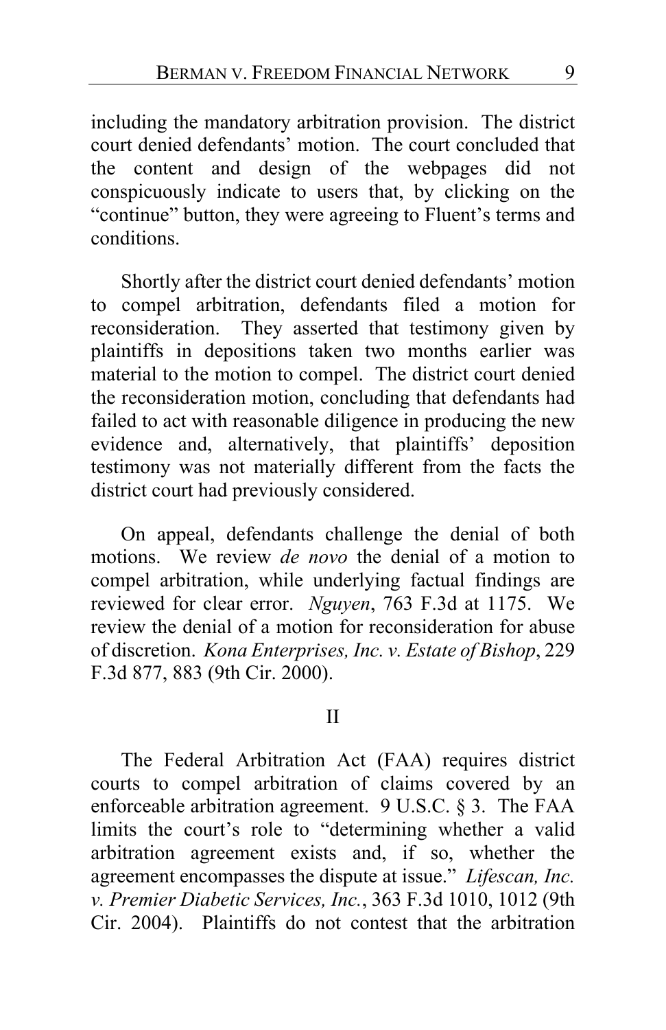including the mandatory arbitration provision. The district court denied defendants' motion. The court concluded that the content and design of the webpages did not conspicuously indicate to users that, by clicking on the "continue" button, they were agreeing to Fluent's terms and conditions.

Shortly after the district court denied defendants' motion to compel arbitration, defendants filed a motion for reconsideration. They asserted that testimony given by plaintiffs in depositions taken two months earlier was material to the motion to compel. The district court denied the reconsideration motion, concluding that defendants had failed to act with reasonable diligence in producing the new evidence and, alternatively, that plaintiffs' deposition testimony was not materially different from the facts the district court had previously considered.

On appeal, defendants challenge the denial of both motions. We review *de novo* the denial of a motion to compel arbitration, while underlying factual findings are reviewed for clear error. *Nguyen*, 763 F.3d at 1175. We review the denial of a motion for reconsideration for abuse of discretion. *Kona Enterprises, Inc. v. Estate of Bishop*, 229 F.3d 877, 883 (9th Cir. 2000).

## II

The Federal Arbitration Act (FAA) requires district courts to compel arbitration of claims covered by an enforceable arbitration agreement. 9 U.S.C. § 3. The FAA limits the court's role to "determining whether a valid arbitration agreement exists and, if so, whether the agreement encompasses the dispute at issue." *Lifescan, Inc. v. Premier Diabetic Services, Inc.*, 363 F.3d 1010, 1012 (9th Cir. 2004). Plaintiffs do not contest that the arbitration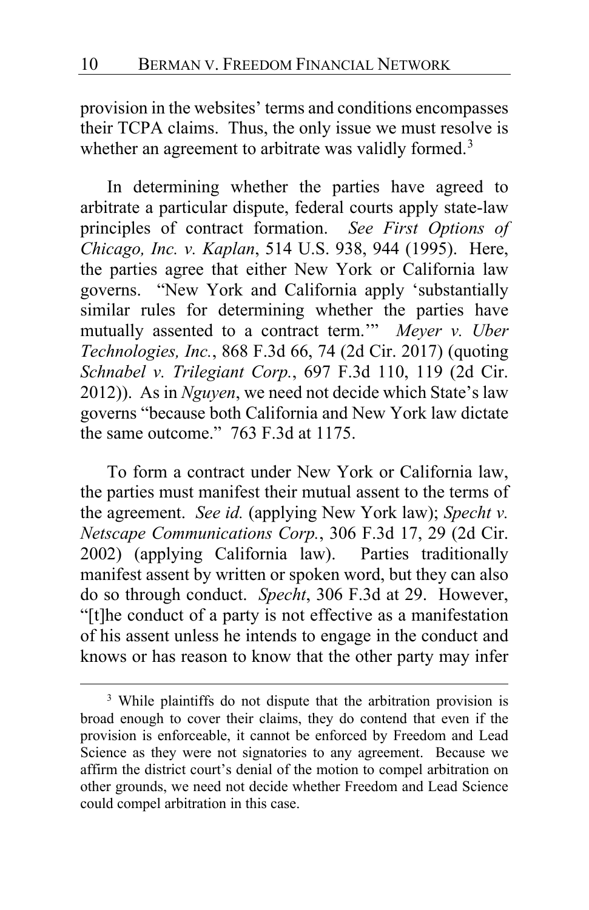provision in the websites' terms and conditions encompasses their TCPA claims. Thus, the only issue we must resolve is whether an agreement to arbitrate was validly formed.[3]

In determining whether the parties have agreed to arbitrate a particular dispute, federal courts apply state-law principles of contract formation. *See First Options of Chicago, Inc. v. Kaplan*, 514 U.S. 938, 944 (1995). Here, the parties agree that either New York or California law governs. "New York and California apply 'substantially similar rules for determining whether the parties have mutually assented to a contract term.'" *Meyer v. Uber Technologies, Inc.*, 868 F.3d 66, 74 (2d Cir. 2017) (quoting *Schnabel v. Trilegiant Corp.*, 697 F.3d 110, 119 (2d Cir. 2012)). As in *Nguyen*, we need not decide which State's law governs "because both California and New York law dictate the same outcome." 763 F.3d at 1175.

To form a contract under New York or California law, the parties must manifest their mutual assent to the terms of the agreement. *See id.* (applying New York law); *Specht v. Netscape Communications Corp.*, 306 F.3d 17, 29 (2d Cir. 2002) (applying California law). Parties traditionally manifest assent by written or spoken word, but they can also do so through conduct. *Specht*, 306 F.3d at 29. However, "[t]he conduct of a party is not effective as a manifestation of his assent unless he intends to engage in the conduct and knows or has reason to know that the other party may infer

---

[3] While plaintiffs do not dispute that the arbitration provision is broad enough to cover their claims, they do contend that even if the provision is enforceable, it cannot be enforced by Freedom and Lead Science as they were not signatories to any agreement. Because we affirm the district court's denial of the motion to compel arbitration on other grounds, we need not decide whether Freedom and Lead Science could compel arbitration in this case.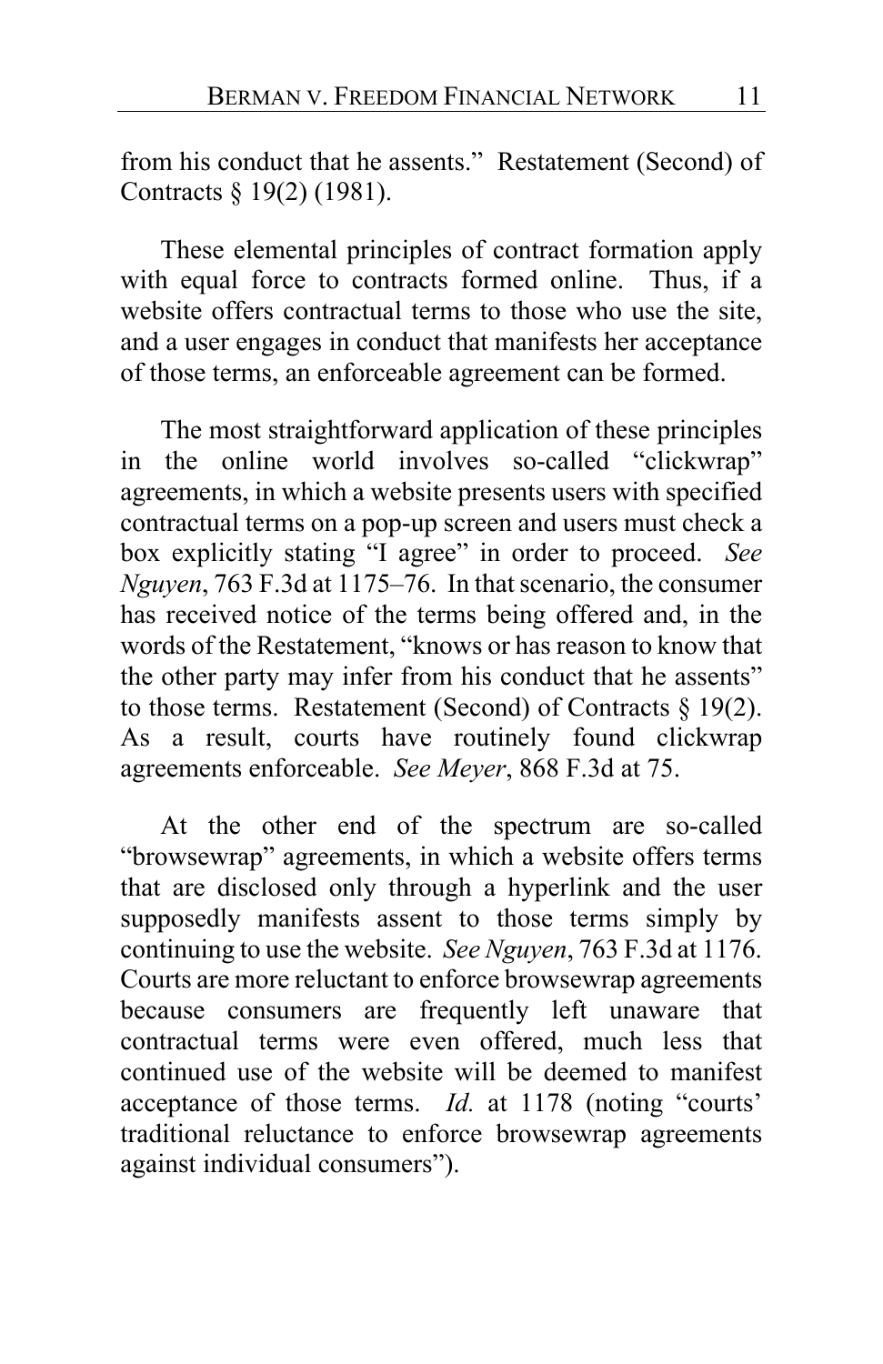from his conduct that he assents." Restatement (Second) of Contracts § 19(2) (1981).

These elemental principles of contract formation apply with equal force to contracts formed online. Thus, if a website offers contractual terms to those who use the site, and a user engages in conduct that manifests her acceptance of those terms, an enforceable agreement can be formed.

The most straightforward application of these principles in the online world involves so-called "clickwrap" agreements, in which a website presents users with specified contractual terms on a pop-up screen and users must check a box explicitly stating "I agree" in order to proceed. *See Nguyen*, 763 F.3d at 1175–76. In that scenario, the consumer has received notice of the terms being offered and, in the words of the Restatement, "knows or has reason to know that the other party may infer from his conduct that he assents" to those terms. Restatement (Second) of Contracts § 19(2). As a result, courts have routinely found clickwrap agreements enforceable. *See Meyer*, 868 F.3d at 75.

At the other end of the spectrum are so-called "browsewrap" agreements, in which a website offers terms that are disclosed only through a hyperlink and the user supposedly manifests assent to those terms simply by continuing to use the website. *See Nguyen*, 763 F.3d at 1176. Courts are more reluctant to enforce browsewrap agreements because consumers are frequently left unaware that contractual terms were even offered, much less that continued use of the website will be deemed to manifest acceptance of those terms. *Id.* at 1178 (noting "courts' traditional reluctance to enforce browsewrap agreements against individual consumers").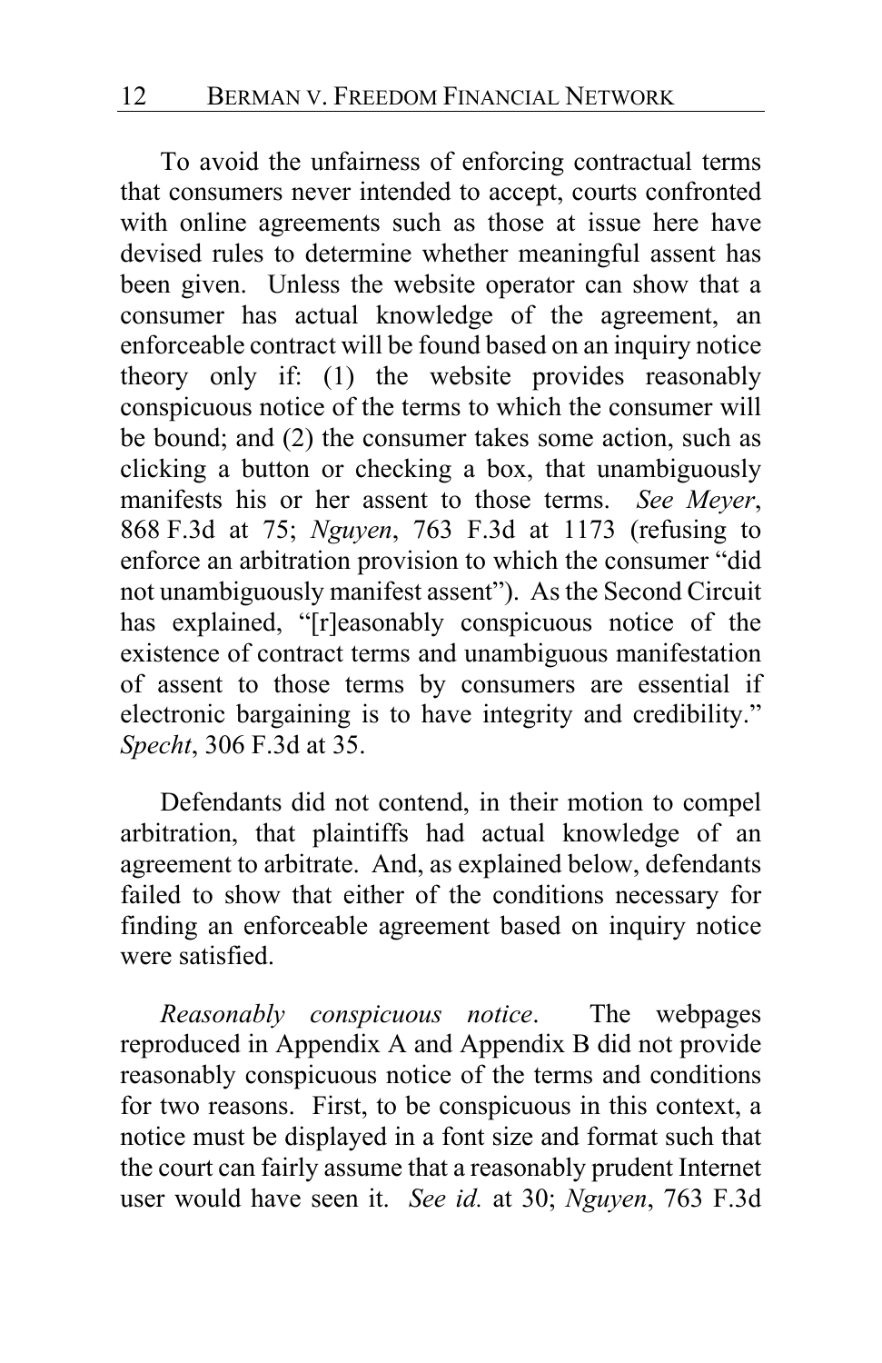To avoid the unfairness of enforcing contractual terms that consumers never intended to accept, courts confronted with online agreements such as those at issue here have devised rules to determine whether meaningful assent has been given. Unless the website operator can show that a consumer has actual knowledge of the agreement, an enforceable contract will be found based on an inquiry notice theory only if: (1) the website provides reasonably conspicuous notice of the terms to which the consumer will be bound; and (2) the consumer takes some action, such as clicking a button or checking a box, that unambiguously manifests his or her assent to those terms. *See Meyer*, 868 F.3d at 75; *Nguyen*, 763 F.3d at 1173 (refusing to enforce an arbitration provision to which the consumer "did not unambiguously manifest assent"). As the Second Circuit has explained, "[r]easonably conspicuous notice of the existence of contract terms and unambiguous manifestation of assent to those terms by consumers are essential if electronic bargaining is to have integrity and credibility." *Specht*, 306 F.3d at 35.

Defendants did not contend, in their motion to compel arbitration, that plaintiffs had actual knowledge of an agreement to arbitrate. And, as explained below, defendants failed to show that either of the conditions necessary for finding an enforceable agreement based on inquiry notice were satisfied.

*Reasonably conspicuous notice*. The webpages reproduced in Appendix A and Appendix B did not provide reasonably conspicuous notice of the terms and conditions for two reasons. First, to be conspicuous in this context, a notice must be displayed in a font size and format such that the court can fairly assume that a reasonably prudent Internet user would have seen it. *See id.* at 30; *Nguyen*, 763 F.3d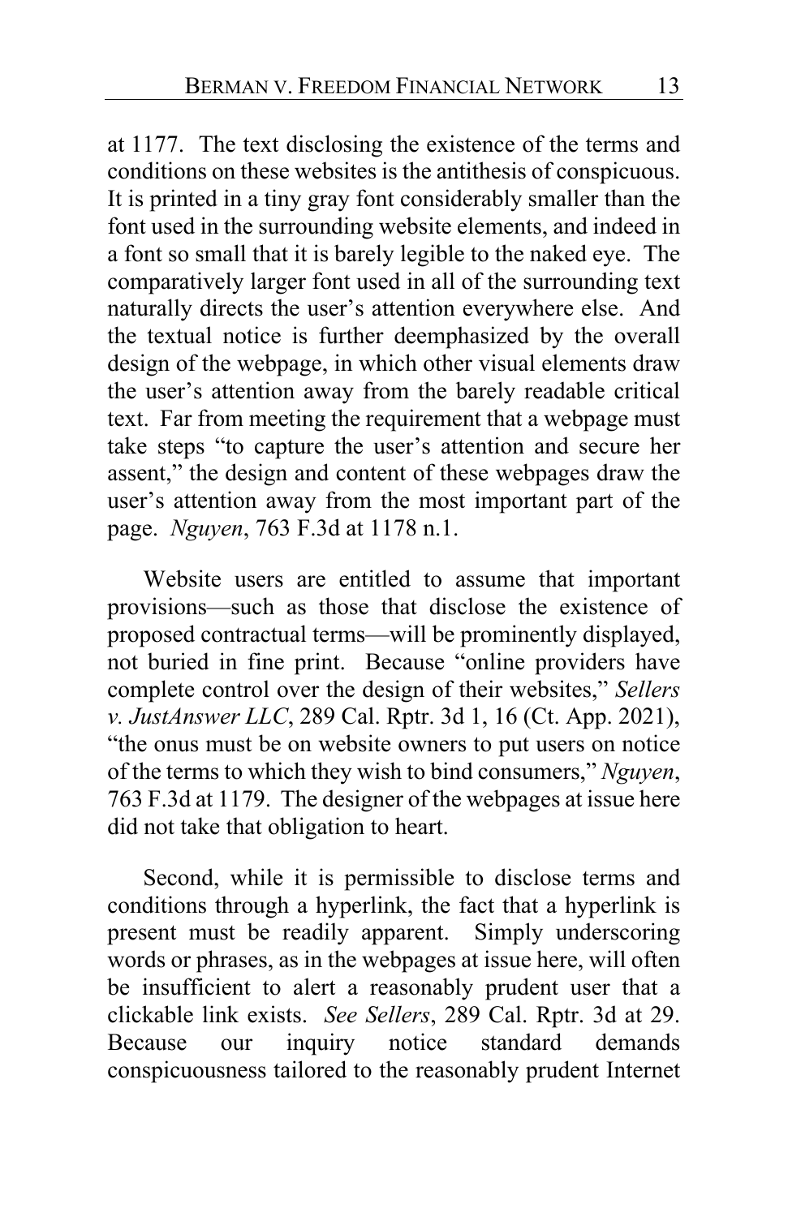at 1177. The text disclosing the existence of the terms and conditions on these websites is the antithesis of conspicuous. It is printed in a tiny gray font considerably smaller than the font used in the surrounding website elements, and indeed in a font so small that it is barely legible to the naked eye. The comparatively larger font used in all of the surrounding text naturally directs the user's attention everywhere else. And the textual notice is further deemphasized by the overall design of the webpage, in which other visual elements draw the user's attention away from the barely readable critical text. Far from meeting the requirement that a webpage must take steps "to capture the user's attention and secure her assent," the design and content of these webpages draw the user's attention away from the most important part of the page. *Nguyen*, 763 F.3d at 1178 n.1.

Website users are entitled to assume that important provisions—such as those that disclose the existence of proposed contractual terms—will be prominently displayed, not buried in fine print. Because "online providers have complete control over the design of their websites," *Sellers v. JustAnswer LLC*, 289 Cal. Rptr. 3d 1, 16 (Ct. App. 2021), "the onus must be on website owners to put users on notice of the terms to which they wish to bind consumers," *Nguyen*, 763 F.3d at 1179. The designer of the webpages at issue here did not take that obligation to heart.

Second, while it is permissible to disclose terms and conditions through a hyperlink, the fact that a hyperlink is present must be readily apparent. Simply underscoring words or phrases, as in the webpages at issue here, will often be insufficient to alert a reasonably prudent user that a clickable link exists. *See Sellers*, 289 Cal. Rptr. 3d at 29. Because our inquiry notice standard demands conspicuousness tailored to the reasonably prudent Internet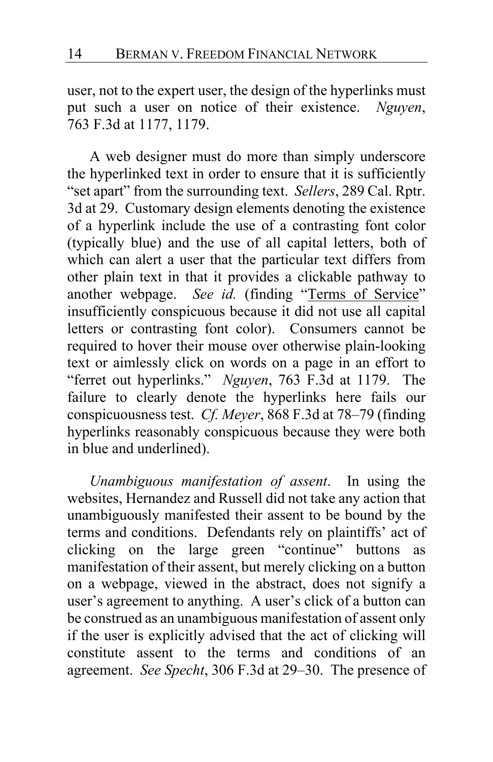user, not to the expert user, the design of the hyperlinks must put such a user on notice of their existence. *Nguyen*, 763 F.3d at 1177, 1179.

A web designer must do more than simply underscore the hyperlinked text in order to ensure that it is sufficiently "set apart" from the surrounding text. *Sellers*, 289 Cal. Rptr. 3d at 29. Customary design elements denoting the existence of a hyperlink include the use of a contrasting font color (typically blue) and the use of all capital letters, both of which can alert a user that the particular text differs from other plain text in that it provides a clickable pathway to another webpage. *See id.* (finding "Terms of Service" insufficiently conspicuous because it did not use all capital letters or contrasting font color). Consumers cannot be required to hover their mouse over otherwise plain-looking text or aimlessly click on words on a page in an effort to "ferret out hyperlinks." *Nguyen*, 763 F.3d at 1179. The failure to clearly denote the hyperlinks here fails our conspicuousness test. *Cf. Meyer*, 868 F.3d at 78–79 (finding hyperlinks reasonably conspicuous because they were both in blue and underlined).

*Unambiguous manifestation of assent*. In using the websites, Hernandez and Russell did not take any action that unambiguously manifested their assent to be bound by the terms and conditions. Defendants rely on plaintiffs' act of clicking on the large green "continue" buttons as manifestation of their assent, but merely clicking on a button on a webpage, viewed in the abstract, does not signify a user's agreement to anything. A user's click of a button can be construed as an unambiguous manifestation of assent only if the user is explicitly advised that the act of clicking will constitute assent to the terms and conditions of an agreement. *See Specht*, 306 F.3d at 29–30. The presence of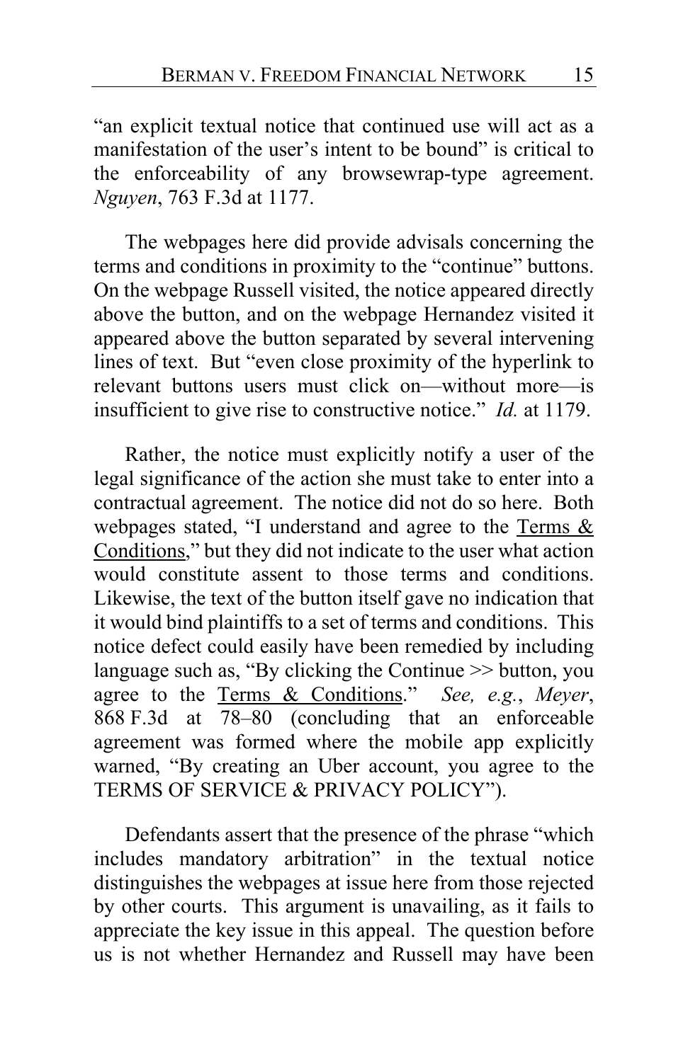"an explicit textual notice that continued use will act as a manifestation of the user's intent to be bound" is critical to the enforceability of any browsewrap-type agreement. *Nguyen*, 763 F.3d at 1177.

The webpages here did provide advisals concerning the terms and conditions in proximity to the "continue" buttons. On the webpage Russell visited, the notice appeared directly above the button, and on the webpage Hernandez visited it appeared above the button separated by several intervening lines of text. But "even close proximity of the hyperlink to relevant buttons users must click on—without more—is insufficient to give rise to constructive notice." *Id.* at 1179.

Rather, the notice must explicitly notify a user of the legal significance of the action she must take to enter into a contractual agreement. The notice did not do so here. Both webpages stated, "I understand and agree to the <u>Terms & Conditions</u>," but they did not indicate to the user what action would constitute assent to those terms and conditions. Likewise, the text of the button itself gave no indication that it would bind plaintiffs to a set of terms and conditions. This notice defect could easily have been remedied by including language such as, "By clicking the Continue >> button, you agree to the <u>Terms & Conditions</u>." *See, e.g.*, *Meyer*, 868 F.3d at 78–80 (concluding that an enforceable agreement was formed where the mobile app explicitly warned, "By creating an Uber account, you agree to the TERMS OF SERVICE & PRIVACY POLICY").

Defendants assert that the presence of the phrase "which includes mandatory arbitration" in the textual notice distinguishes the webpages at issue here from those rejected by other courts. This argument is unavailing, as it fails to appreciate the key issue in this appeal. The question before us is not whether Hernandez and Russell may have been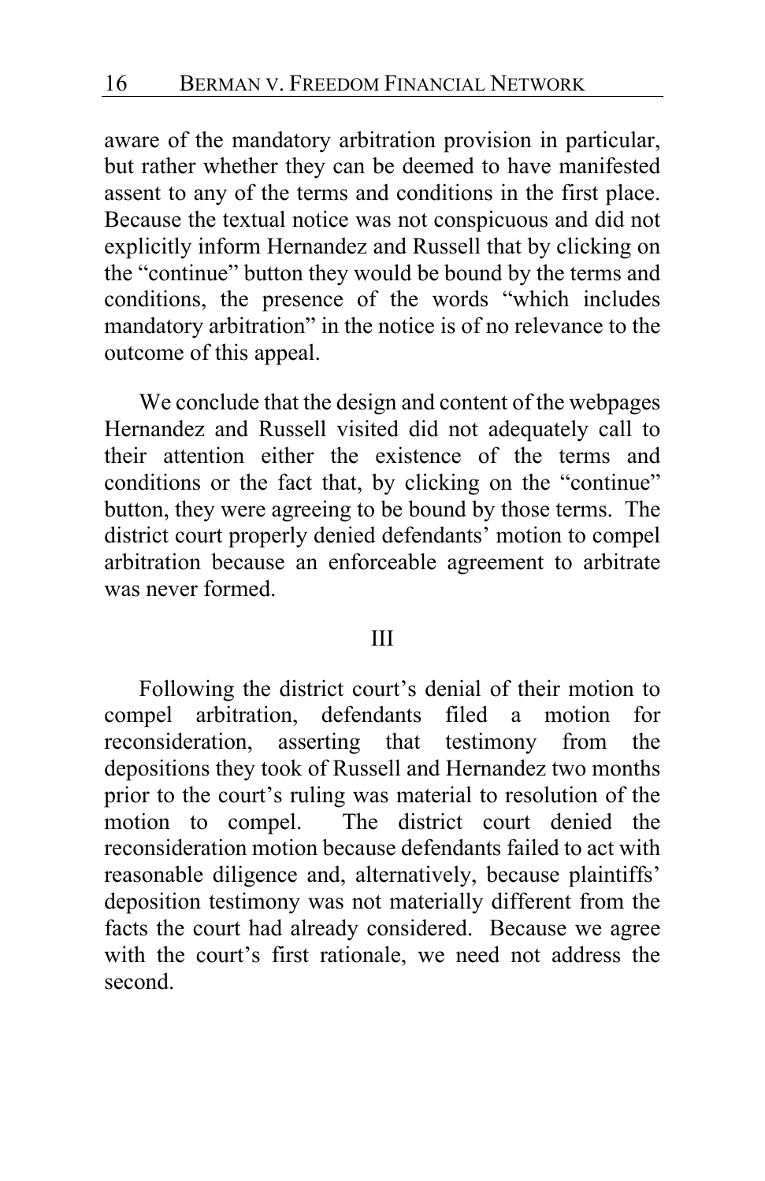aware of the mandatory arbitration provision in particular, but rather whether they can be deemed to have manifested assent to any of the terms and conditions in the first place. Because the textual notice was not conspicuous and did not explicitly inform Hernandez and Russell that by clicking on the "continue" button they would be bound by the terms and conditions, the presence of the words "which includes mandatory arbitration" in the notice is of no relevance to the outcome of this appeal.

We conclude that the design and content of the webpages Hernandez and Russell visited did not adequately call to their attention either the existence of the terms and conditions or the fact that, by clicking on the "continue" button, they were agreeing to be bound by those terms. The district court properly denied defendants' motion to compel arbitration because an enforceable agreement to arbitrate was never formed.

## III

Following the district court's denial of their motion to compel arbitration, defendants filed a motion for reconsideration, asserting that testimony from the depositions they took of Russell and Hernandez two months prior to the court's ruling was material to resolution of the motion to compel. The district court denied the reconsideration motion because defendants failed to act with reasonable diligence and, alternatively, because plaintiffs' deposition testimony was not materially different from the facts the court had already considered. Because we agree with the court's first rationale, we need not address the second.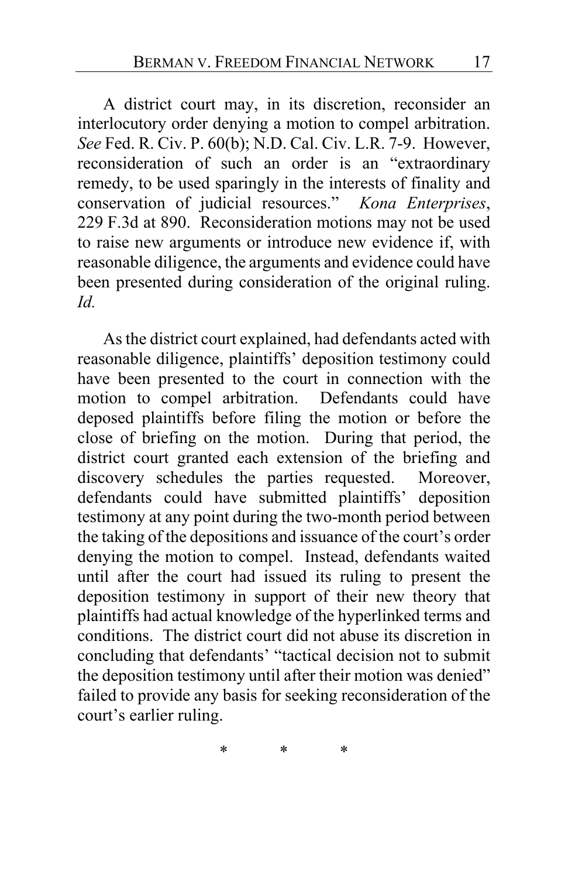A district court may, in its discretion, reconsider an interlocutory order denying a motion to compel arbitration. *See* Fed. R. Civ. P. 60(b); N.D. Cal. Civ. L.R. 7-9. However, reconsideration of such an order is an "extraordinary remedy, to be used sparingly in the interests of finality and conservation of judicial resources." *Kona Enterprises*, 229 F.3d at 890. Reconsideration motions may not be used to raise new arguments or introduce new evidence if, with reasonable diligence, the arguments and evidence could have been presented during consideration of the original ruling. *Id.*

As the district court explained, had defendants acted with reasonable diligence, plaintiffs' deposition testimony could have been presented to the court in connection with the motion to compel arbitration. Defendants could have deposed plaintiffs before filing the motion or before the close of briefing on the motion. During that period, the district court granted each extension of the briefing and discovery schedules the parties requested. Moreover, defendants could have submitted plaintiffs' deposition testimony at any point during the two-month period between the taking of the depositions and issuance of the court's order denying the motion to compel. Instead, defendants waited until after the court had issued its ruling to present the deposition testimony in support of their new theory that plaintiffs had actual knowledge of the hyperlinked terms and conditions. The district court did not abuse its discretion in concluding that defendants' "tactical decision not to submit the deposition testimony until after their motion was denied" failed to provide any basis for seeking reconsideration of the court's earlier ruling.

\* \* \*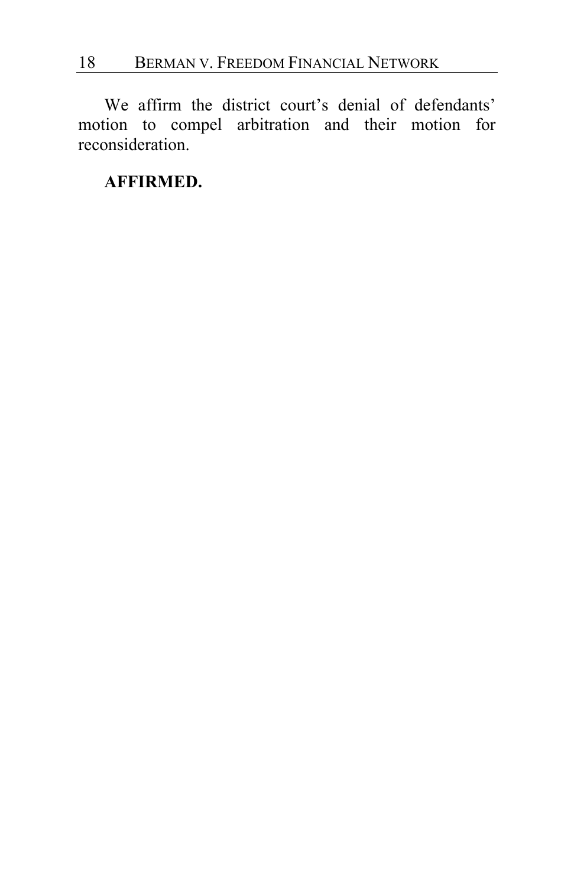We affirm the district court's denial of defendants' motion to compel arbitration and their motion for reconsideration.

**AFFIRMED.**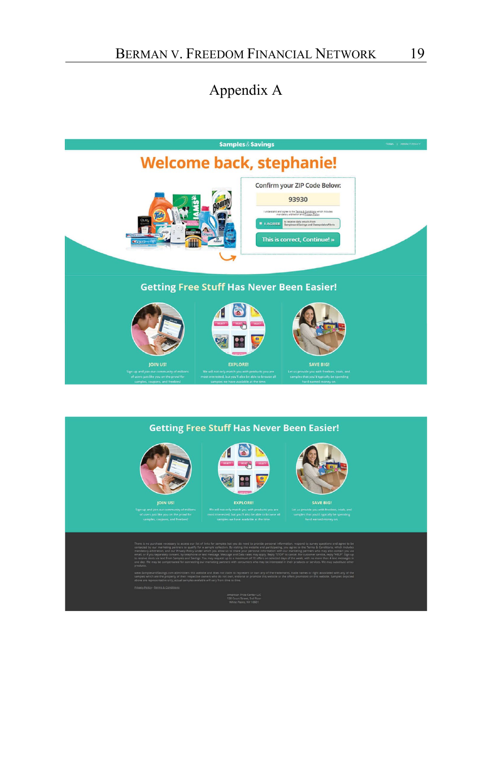# Appendix A

$amples&$avings

TERMS | PRIVACY POLICY

## Welcome back, stephanie!

Confirm your ZIP Code Below:

93930

I understand and agree to the Terms & Conditions which includes mandatory arbitration and Privacy Policy

I AGREE to receive daily emails from SamplesandSavings and SweepstakesAlerts

This is correct, Continue! »

## Getting Free Stuff Has Never Been Easier!

**JOIN US!**

Sign up and join our community of millions of users just like you on the prowl for samples, coupons, and freebies!

**EXPLORE!**

We will not only match you with products you are most interested, but you'll also be able to browse all samples we have available at the time.

**SAVE BIG!**

Let us provide you with freebies, trials, and samples that you'd typically be spending hard earned money on.

## Getting Free Stuff Has Never Been Easier!

**JOIN US!**

Sign up and join our community of millions of users just like you on the prowl for samples, coupons, and freebies!

**EXPLORE!**

We will not only match you with products you are most interested, but you'll also be able to browse all samples we have available at the time.

**SAVE BIG!**

Let us provide you with freebies, trials, and samples that you'd typically be spending hard earned money on.

There is no purchase necessary to access our list of links for samples but you do need to provide personal information, respond to survey questions and agree to be contacted by our marketing partners to qualify for a sample collection. By visiting the website and participating, you agree to the Terms & Conditions, which includes mandatory arbitration, and our Privacy Policy under which you allow us to share your personal information with our marketing partners who may also contact you via email, or if you separately consent, by telephone or text message. Message and Data rates may apply. Reply "STOP" to cancel. For customer service, reply "HELP". Sign up to receive deals via text from Samples and Savings. You may request up to a maximum of 10 offers on selected days of the week, with no more than 4 text messages in one day. We may be compensated for connecting our marketing partners with consumers who may be interested in their products or services. We may substitute other products.

www.SamplesandSavings.com administers this website and does not claim to represent or own any of the trademarks, trade names or right associated with any of the samples which are the property of their respective owners who do not own, endorse or promote this website or the offer promoted on this website. Samples depicted above are representative only, actual samples available will vary from time to time.

Privacy Policy - Terms & Conditions

American Prize Center LLC
108 Court Street, 3rd Floor
White Plains, NY 10601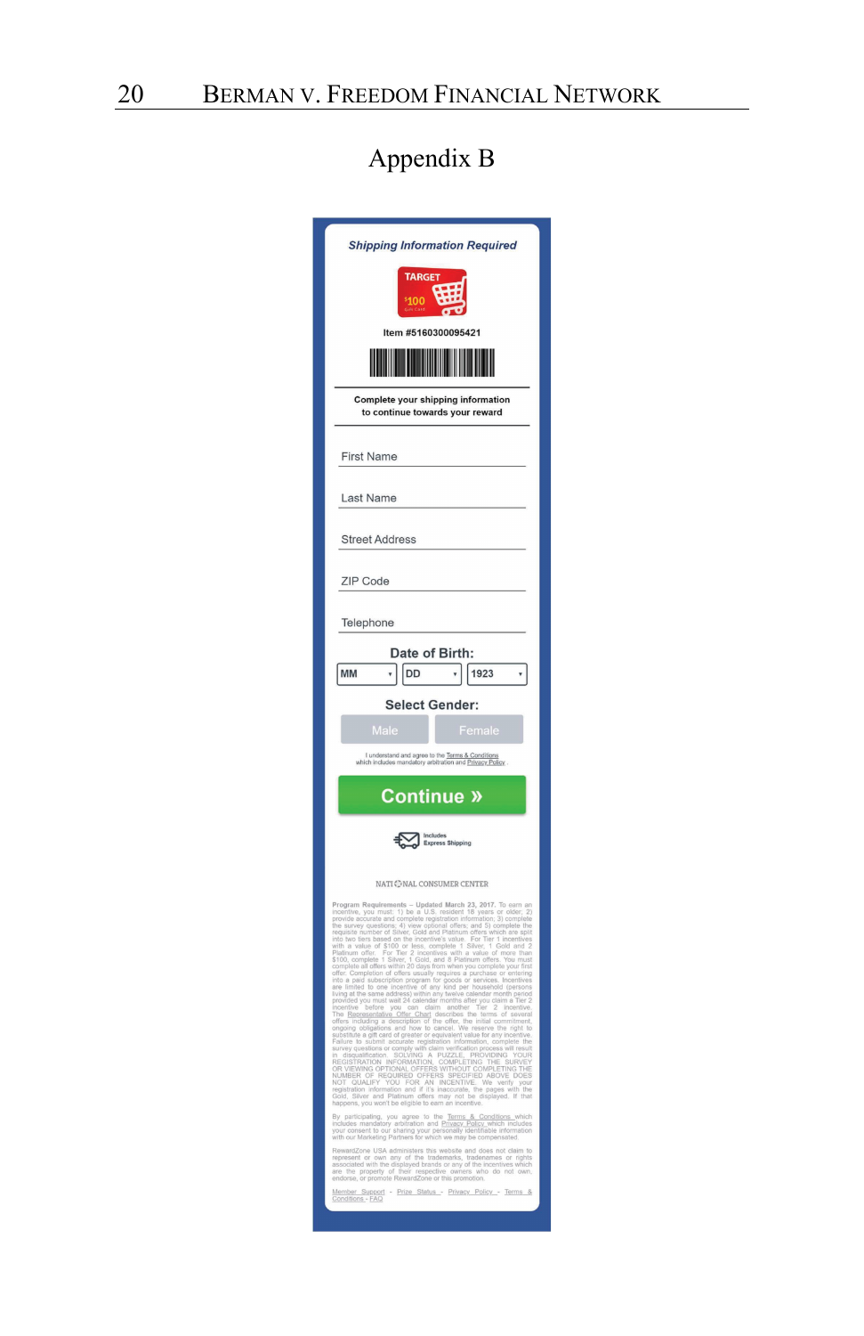# Appendix B

*Shipping Information Required*

TARGET $100 Gift Card

Item #5160300095421

Complete your shipping information to continue towards your reward

First Name

Last Name

Street Address

ZIP Code

Telephone

**Date of Birth:**

MM | DD | 1923

**Select Gender:**

Male | Female

I understand and agree to the Terms & Conditions which includes mandatory arbitration and Privacy Policy.

**Continue »**

Includes Express Shipping

NATIONAL CONSUMER CENTER

Program Requirements – Updated March 23, 2017. To earn an incentive, you must: 1) be a U.S. resident 18 years or older; 2) provide accurate and complete registration information; 3) complete the survey questions; 4) view optional offers; and 5) complete the requisite number of Silver, Gold and Platinum offers which are split into two tiers based on the incentive's value. For Tier 1 incentives with a value of $100 or less, complete 1 Silver, 1 Gold and 2 Platinum offer. For Tier 2 incentives with a value of more than $100, complete 1 Silver, 1 Gold, and 8 Platinum offers. You must complete all offers within 20 days from when you complete your first offer. Completion of offers usually requires a purchase or entering into a paid subscription program for goods or services. Incentives are limited to one incentive of any kind per household (persons living at the same address) within any twelve calendar month period provided you must wait 24 calendar months after you claim a Tier 2 incentive before you can claim another Tier 2 incentive. The Representative Offer Chart describes the terms of several offers including a description of the offer, the initial commitment, ongoing obligations and how to cancel. We reserve the right to substitute a gift card of greater or equivalent value for any incentive. Failure to submit accurate registration information, complete the survey questions or comply with claim verification process will result in disqualification. SOLVING A PUZZLE, PROVIDING YOUR REGISTRATION INFORMATION, COMPLETING THE SURVEY OR VIEWING OPTIONAL OFFERS WITHOUT COMPLETING THE NUMBER OF REQUIRED OFFERS SPECIFIED ABOVE DOES NOT QUALIFY YOU FOR AN INCENTIVE. We verify your registration information and if it's inaccurate, the pages with the Gold, Silver and Platinum offers may not be displayed. If that happens, you won't be eligible to earn an incentive.

By participating, you agree to the Terms & Conditions which includes mandatory arbitration and Privacy Policy which includes your consent to our sharing your personally identifiable information with our Marketing Partners for which we may be compensated.

RewardZone USA administers this website and does not claim to represent or own any of the trademarks, tradenames or rights associated with the displayed brands or any of the incentives which are the property of their respective owners who do not own, endorse, or promote RewardZone or this promotion.

Member Support - Prize Status - Privacy Policy - Terms & Conditions - FAQ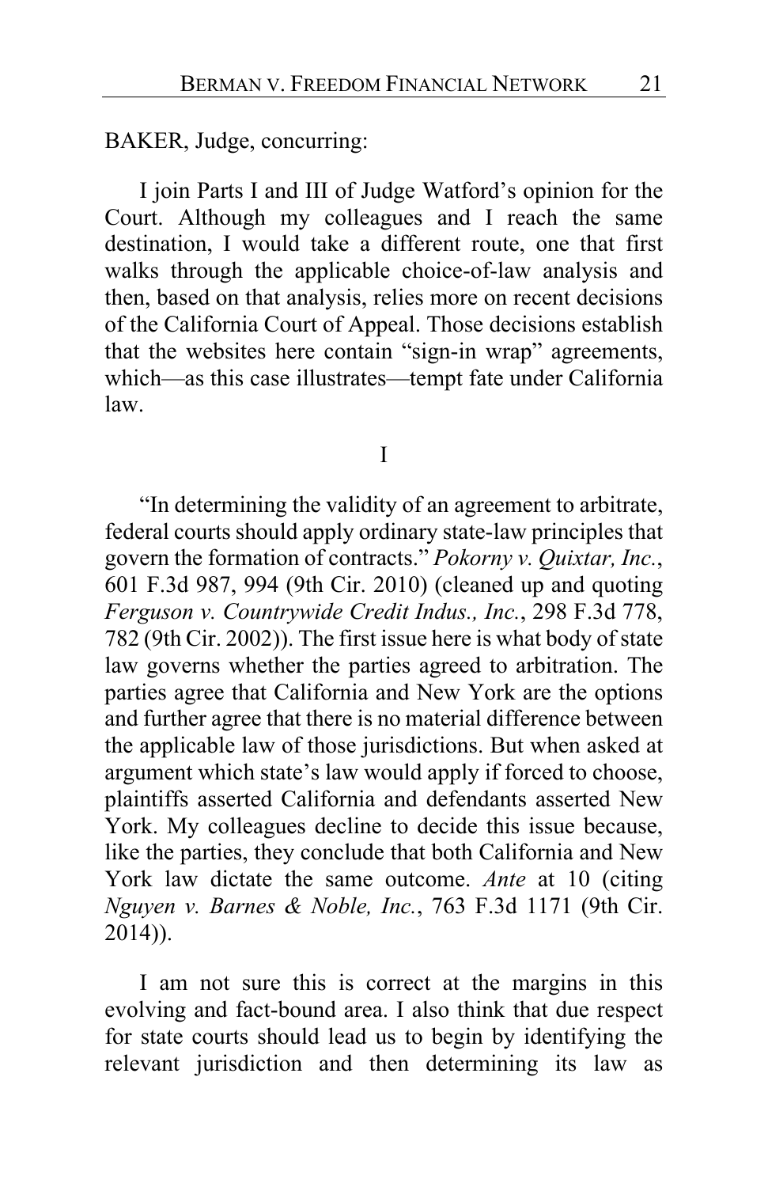BAKER, Judge, concurring:

I join Parts I and III of Judge Watford's opinion for the Court. Although my colleagues and I reach the same destination, I would take a different route, one that first walks through the applicable choice-of-law analysis and then, based on that analysis, relies more on recent decisions of the California Court of Appeal. Those decisions establish that the websites here contain "sign-in wrap" agreements, which—as this case illustrates—tempt fate under California law.

I

"In determining the validity of an agreement to arbitrate, federal courts should apply ordinary state-law principles that govern the formation of contracts." *Pokorny v. Quixtar, Inc.*, 601 F.3d 987, 994 (9th Cir. 2010) (cleaned up and quoting *Ferguson v. Countrywide Credit Indus., Inc.*, 298 F.3d 778, 782 (9th Cir. 2002)). The first issue here is what body of state law governs whether the parties agreed to arbitration. The parties agree that California and New York are the options and further agree that there is no material difference between the applicable law of those jurisdictions. But when asked at argument which state's law would apply if forced to choose, plaintiffs asserted California and defendants asserted New York. My colleagues decline to decide this issue because, like the parties, they conclude that both California and New York law dictate the same outcome. *Ante* at 10 (citing *Nguyen v. Barnes & Noble, Inc.*, 763 F.3d 1171 (9th Cir. 2014)).

I am not sure this is correct at the margins in this evolving and fact-bound area. I also think that due respect for state courts should lead us to begin by identifying the relevant jurisdiction and then determining its law as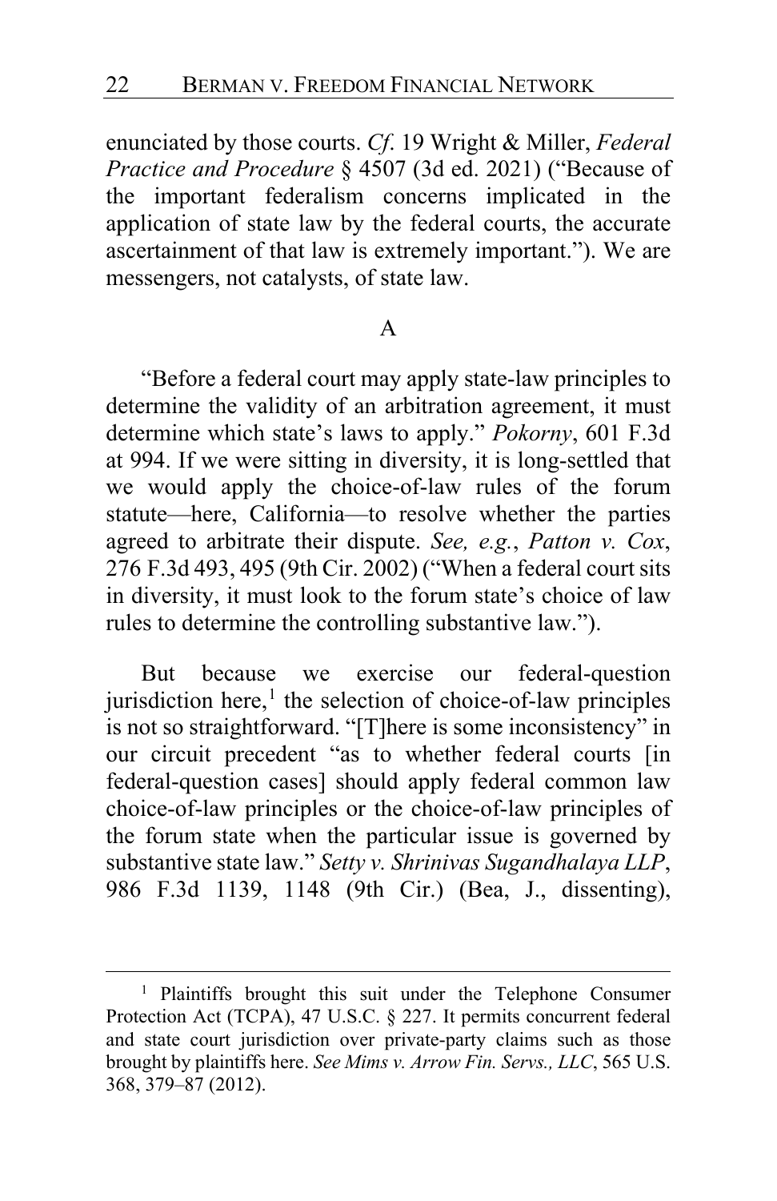enunciated by those courts. *Cf.* 19 Wright & Miller, *Federal Practice and Procedure* § 4507 (3d ed. 2021) ("Because of the important federalism concerns implicated in the application of state law by the federal courts, the accurate ascertainment of that law is extremely important."). We are messengers, not catalysts, of state law.

### A

"Before a federal court may apply state-law principles to determine the validity of an arbitration agreement, it must determine which state's laws to apply." *Pokorny*, 601 F.3d at 994. If we were sitting in diversity, it is long-settled that we would apply the choice-of-law rules of the forum statute—here, California—to resolve whether the parties agreed to arbitrate their dispute. *See, e.g.*, *Patton v. Cox*, 276 F.3d 493, 495 (9th Cir. 2002) ("When a federal court sits in diversity, it must look to the forum state's choice of law rules to determine the controlling substantive law.").

But because we exercise our federal-question jurisdiction here,[1] the selection of choice-of-law principles is not so straightforward. "[T]here is some inconsistency" in our circuit precedent "as to whether federal courts [in federal-question cases] should apply federal common law choice-of-law principles or the choice-of-law principles of the forum state when the particular issue is governed by substantive state law." *Setty v. Shrinivas Sugandhalaya LLP*, 986 F.3d 1139, 1148 (9th Cir.) (Bea, J., dissenting),

---

[1] Plaintiffs brought this suit under the Telephone Consumer Protection Act (TCPA), 47 U.S.C. § 227. It permits concurrent federal and state court jurisdiction over private-party claims such as those brought by plaintiffs here. *See Mims v. Arrow Fin. Servs., LLC*, 565 U.S. 368, 379–87 (2012).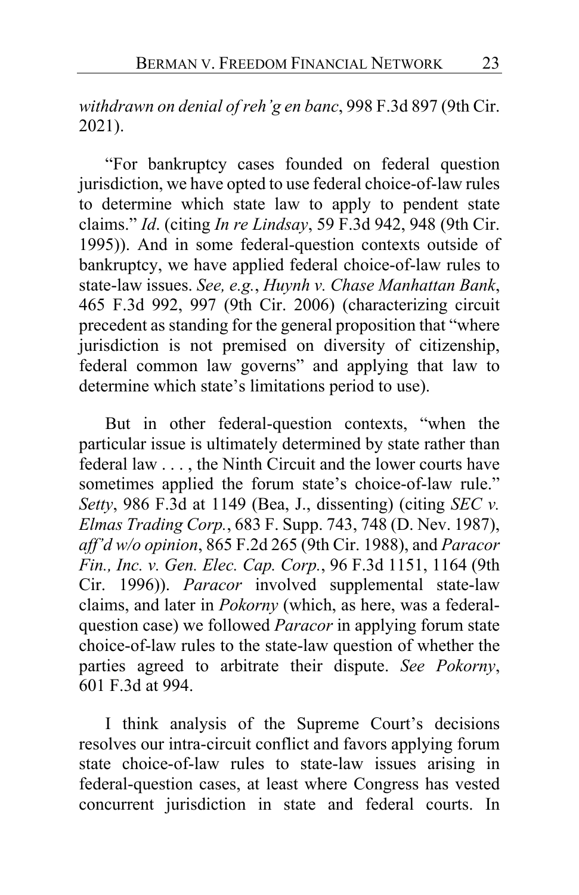*withdrawn on denial of reh'g en banc*, 998 F.3d 897 (9th Cir. 2021).

"For bankruptcy cases founded on federal question jurisdiction, we have opted to use federal choice-of-law rules to determine which state law to apply to pendent state claims." *Id*. (citing *In re Lindsay*, 59 F.3d 942, 948 (9th Cir. 1995)). And in some federal-question contexts outside of bankruptcy, we have applied federal choice-of-law rules to state-law issues. *See, e.g.*, *Huynh v. Chase Manhattan Bank*, 465 F.3d 992, 997 (9th Cir. 2006) (characterizing circuit precedent as standing for the general proposition that "where jurisdiction is not premised on diversity of citizenship, federal common law governs" and applying that law to determine which state's limitations period to use).

But in other federal-question contexts, "when the particular issue is ultimately determined by state rather than federal law . . . , the Ninth Circuit and the lower courts have sometimes applied the forum state's choice-of-law rule." *Setty*, 986 F.3d at 1149 (Bea, J., dissenting) (citing *SEC v. Elmas Trading Corp.*, 683 F. Supp. 743, 748 (D. Nev. 1987), *aff'd w/o opinion*, 865 F.2d 265 (9th Cir. 1988), and *Paracor Fin., Inc. v. Gen. Elec. Cap. Corp.*, 96 F.3d 1151, 1164 (9th Cir. 1996)). *Paracor* involved supplemental state-law claims, and later in *Pokorny* (which, as here, was a federal-question case) we followed *Paracor* in applying forum state choice-of-law rules to the state-law question of whether the parties agreed to arbitrate their dispute. *See Pokorny*, 601 F.3d at 994.

I think analysis of the Supreme Court's decisions resolves our intra-circuit conflict and favors applying forum state choice-of-law rules to state-law issues arising in federal-question cases, at least where Congress has vested concurrent jurisdiction in state and federal courts. In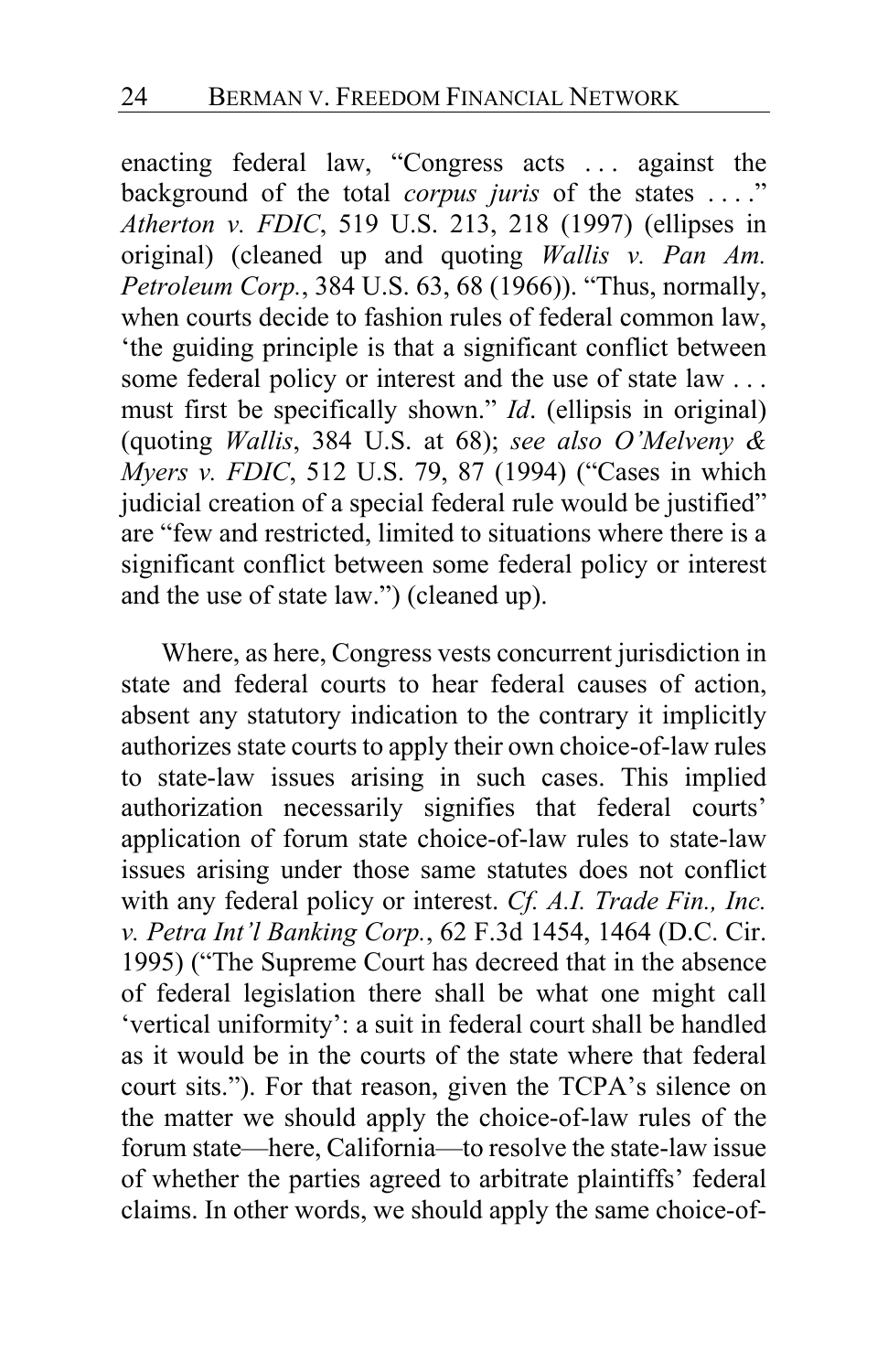enacting federal law, "Congress acts . . . against the background of the total *corpus juris* of the states . . . ." *Atherton v. FDIC*, 519 U.S. 213, 218 (1997) (ellipses in original) (cleaned up and quoting *Wallis v. Pan Am. Petroleum Corp.*, 384 U.S. 63, 68 (1966)). "Thus, normally, when courts decide to fashion rules of federal common law, 'the guiding principle is that a significant conflict between some federal policy or interest and the use of state law . . . must first be specifically shown." *Id*. (ellipsis in original) (quoting *Wallis*, 384 U.S. at 68); *see also O'Melveny & Myers v. FDIC*, 512 U.S. 79, 87 (1994) ("Cases in which judicial creation of a special federal rule would be justified" are "few and restricted, limited to situations where there is a significant conflict between some federal policy or interest and the use of state law.") (cleaned up).

Where, as here, Congress vests concurrent jurisdiction in state and federal courts to hear federal causes of action, absent any statutory indication to the contrary it implicitly authorizes state courts to apply their own choice-of-law rules to state-law issues arising in such cases. This implied authorization necessarily signifies that federal courts' application of forum state choice-of-law rules to state-law issues arising under those same statutes does not conflict with any federal policy or interest. *Cf. A.I. Trade Fin., Inc. v. Petra Int'l Banking Corp.*, 62 F.3d 1454, 1464 (D.C. Cir. 1995) ("The Supreme Court has decreed that in the absence of federal legislation there shall be what one might call 'vertical uniformity': a suit in federal court shall be handled as it would be in the courts of the state where that federal court sits."). For that reason, given the TCPA's silence on the matter we should apply the choice-of-law rules of the forum state—here, California—to resolve the state-law issue of whether the parties agreed to arbitrate plaintiffs' federal claims. In other words, we should apply the same choice-of-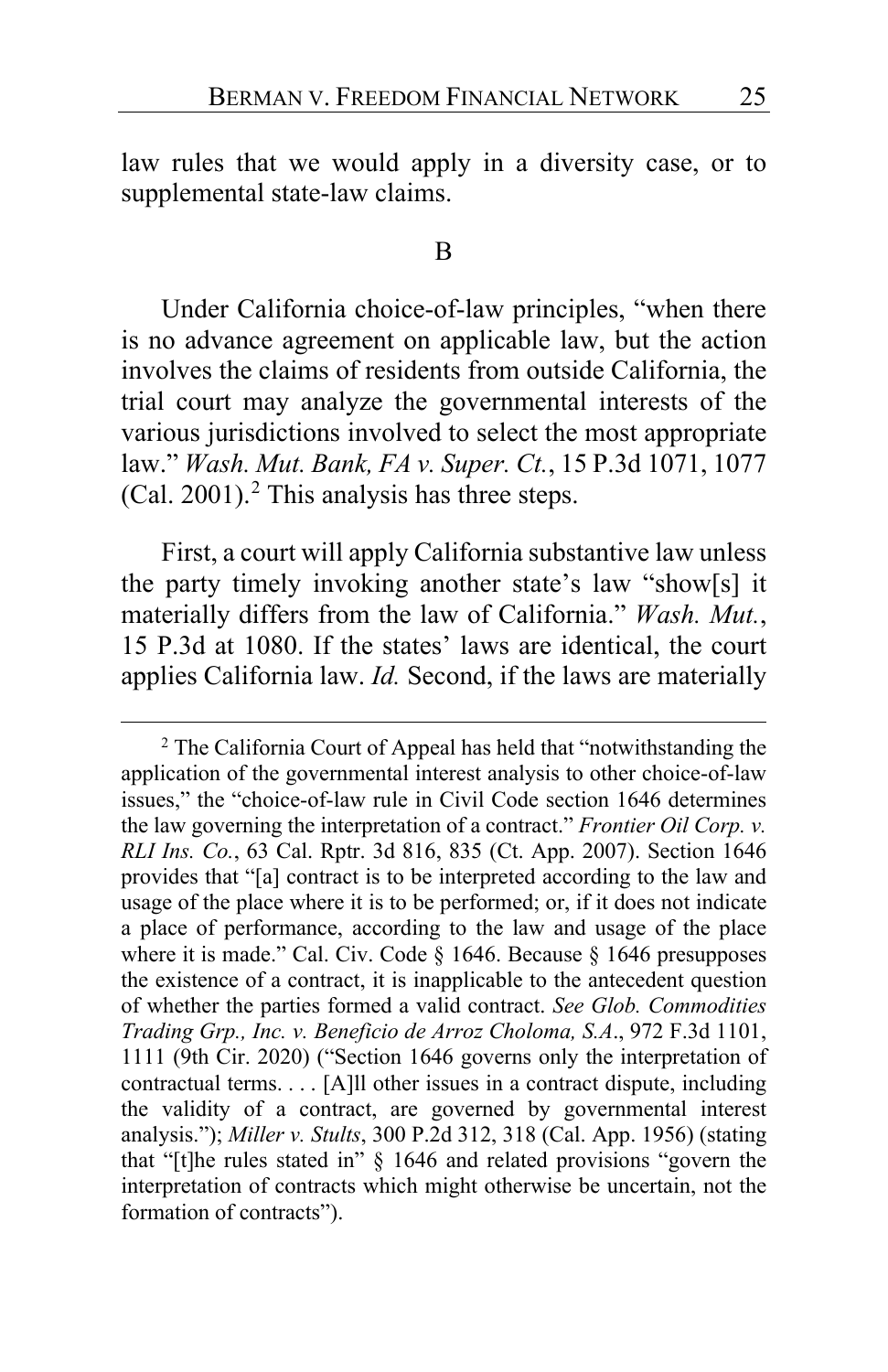law rules that we would apply in a diversity case, or to supplemental state-law claims.

### B

Under California choice-of-law principles, "when there is no advance agreement on applicable law, but the action involves the claims of residents from outside California, the trial court may analyze the governmental interests of the various jurisdictions involved to select the most appropriate law." *Wash. Mut. Bank, FA v. Super. Ct.*, 15 P.3d 1071, 1077 (Cal. 2001).[2] This analysis has three steps.

First, a court will apply California substantive law unless the party timely invoking another state's law "show[s] it materially differs from the law of California." *Wash. Mut.*, 15 P.3d at 1080. If the states' laws are identical, the court applies California law. *Id.* Second, if the laws are materially

---

[2] The California Court of Appeal has held that "notwithstanding the application of the governmental interest analysis to other choice-of-law issues," the "choice-of-law rule in Civil Code section 1646 determines the law governing the interpretation of a contract." *Frontier Oil Corp. v. RLI Ins. Co.*, 63 Cal. Rptr. 3d 816, 835 (Ct. App. 2007). Section 1646 provides that "[a] contract is to be interpreted according to the law and usage of the place where it is to be performed; or, if it does not indicate a place of performance, according to the law and usage of the place where it is made." Cal. Civ. Code § 1646. Because § 1646 presupposes the existence of a contract, it is inapplicable to the antecedent question of whether the parties formed a valid contract. *See Glob. Commodities Trading Grp., Inc. v. Beneficio de Arroz Choloma, S.A.*, 972 F.3d 1101, 1111 (9th Cir. 2020) ("Section 1646 governs only the interpretation of contractual terms. . . . [A]ll other issues in a contract dispute, including the validity of a contract, are governed by governmental interest analysis."); *Miller v. Stults*, 300 P.2d 312, 318 (Cal. App. 1956) (stating that "[t]he rules stated in" § 1646 and related provisions "govern the interpretation of contracts which might otherwise be uncertain, not the formation of contracts").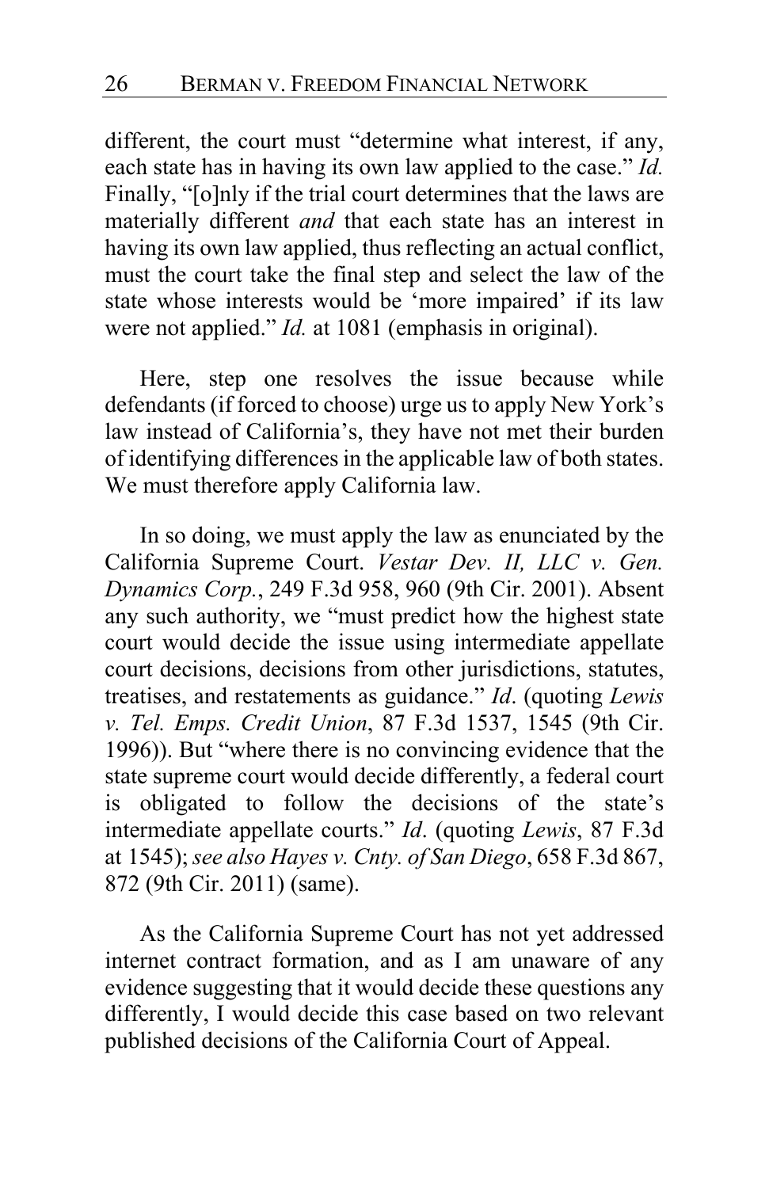different, the court must "determine what interest, if any, each state has in having its own law applied to the case." *Id.* Finally, "[o]nly if the trial court determines that the laws are materially different *and* that each state has an interest in having its own law applied, thus reflecting an actual conflict, must the court take the final step and select the law of the state whose interests would be 'more impaired' if its law were not applied." *Id.* at 1081 (emphasis in original).

Here, step one resolves the issue because while defendants (if forced to choose) urge us to apply New York's law instead of California's, they have not met their burden of identifying differences in the applicable law of both states. We must therefore apply California law.

In so doing, we must apply the law as enunciated by the California Supreme Court. *Vestar Dev. II, LLC v. Gen. Dynamics Corp.*, 249 F.3d 958, 960 (9th Cir. 2001). Absent any such authority, we "must predict how the highest state court would decide the issue using intermediate appellate court decisions, decisions from other jurisdictions, statutes, treatises, and restatements as guidance." *Id*. (quoting *Lewis v. Tel. Emps. Credit Union*, 87 F.3d 1537, 1545 (9th Cir. 1996)). But "where there is no convincing evidence that the state supreme court would decide differently, a federal court is obligated to follow the decisions of the state's intermediate appellate courts." *Id*. (quoting *Lewis*, 87 F.3d at 1545); *see also Hayes v. Cnty. of San Diego*, 658 F.3d 867, 872 (9th Cir. 2011) (same).

As the California Supreme Court has not yet addressed internet contract formation, and as I am unaware of any evidence suggesting that it would decide these questions any differently, I would decide this case based on two relevant published decisions of the California Court of Appeal.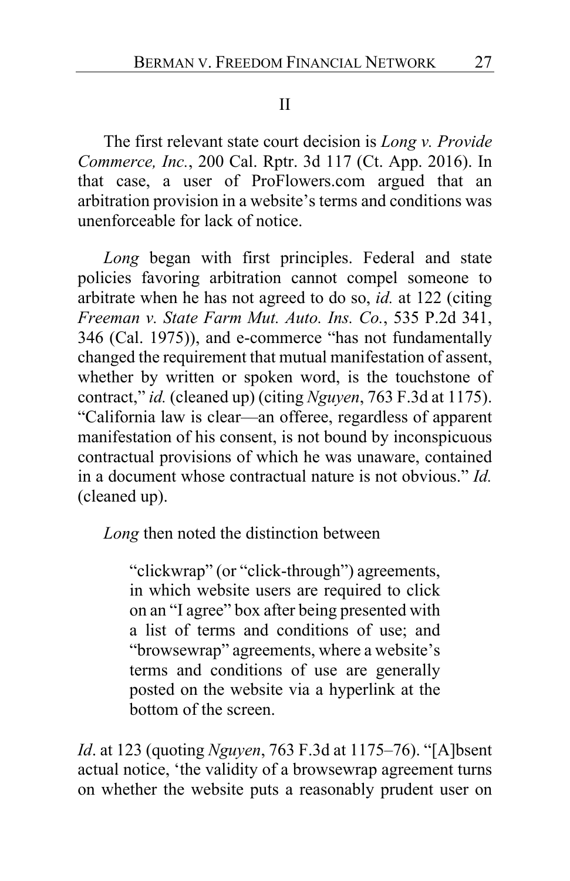## II

The first relevant state court decision is *Long v. Provide Commerce, Inc.*, 200 Cal. Rptr. 3d 117 (Ct. App. 2016). In that case, a user of ProFlowers.com argued that an arbitration provision in a website's terms and conditions was unenforceable for lack of notice.

*Long* began with first principles. Federal and state policies favoring arbitration cannot compel someone to arbitrate when he has not agreed to do so, *id.* at 122 (citing *Freeman v. State Farm Mut. Auto. Ins. Co.*, 535 P.2d 341, 346 (Cal. 1975)), and e-commerce "has not fundamentally changed the requirement that mutual manifestation of assent, whether by written or spoken word, is the touchstone of contract," *id.* (cleaned up) (citing *Nguyen*, 763 F.3d at 1175). "California law is clear—an offeree, regardless of apparent manifestation of his consent, is not bound by inconspicuous contractual provisions of which he was unaware, contained in a document whose contractual nature is not obvious." *Id.* (cleaned up).

*Long* then noted the distinction between

> "clickwrap" (or "click-through") agreements, in which website users are required to click on an "I agree" box after being presented with a list of terms and conditions of use; and "browsewrap" agreements, where a website's terms and conditions of use are generally posted on the website via a hyperlink at the bottom of the screen.

*Id*. at 123 (quoting *Nguyen*, 763 F.3d at 1175–76). "[A]bsent actual notice, 'the validity of a browsewrap agreement turns on whether the website puts a reasonably prudent user on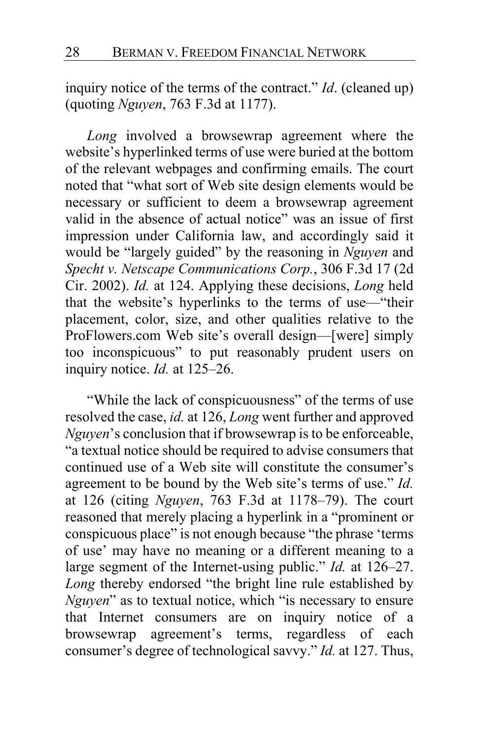inquiry notice of the terms of the contract." *Id*. (cleaned up) (quoting *Nguyen*, 763 F.3d at 1177).

*Long* involved a browsewrap agreement where the website's hyperlinked terms of use were buried at the bottom of the relevant webpages and confirming emails. The court noted that "what sort of Web site design elements would be necessary or sufficient to deem a browsewrap agreement valid in the absence of actual notice" was an issue of first impression under California law, and accordingly said it would be "largely guided" by the reasoning in *Nguyen* and *Specht v. Netscape Communications Corp.*, 306 F.3d 17 (2d Cir. 2002). *Id.* at 124. Applying these decisions, *Long* held that the website's hyperlinks to the terms of use—"their placement, color, size, and other qualities relative to the ProFlowers.com Web site's overall design—[were] simply too inconspicuous" to put reasonably prudent users on inquiry notice. *Id.* at 125–26.

"While the lack of conspicuousness" of the terms of use resolved the case, *id.* at 126, *Long* went further and approved *Nguyen*'s conclusion that if browsewrap is to be enforceable, "a textual notice should be required to advise consumers that continued use of a Web site will constitute the consumer's agreement to be bound by the Web site's terms of use." *Id.* at 126 (citing *Nguyen*, 763 F.3d at 1178–79). The court reasoned that merely placing a hyperlink in a "prominent or conspicuous place" is not enough because "the phrase 'terms of use' may have no meaning or a different meaning to a large segment of the Internet-using public." *Id.* at 126–27. *Long* thereby endorsed "the bright line rule established by *Nguyen*" as to textual notice, which "is necessary to ensure that Internet consumers are on inquiry notice of a browsewrap agreement's terms, regardless of each consumer's degree of technological savvy." *Id.* at 127. Thus,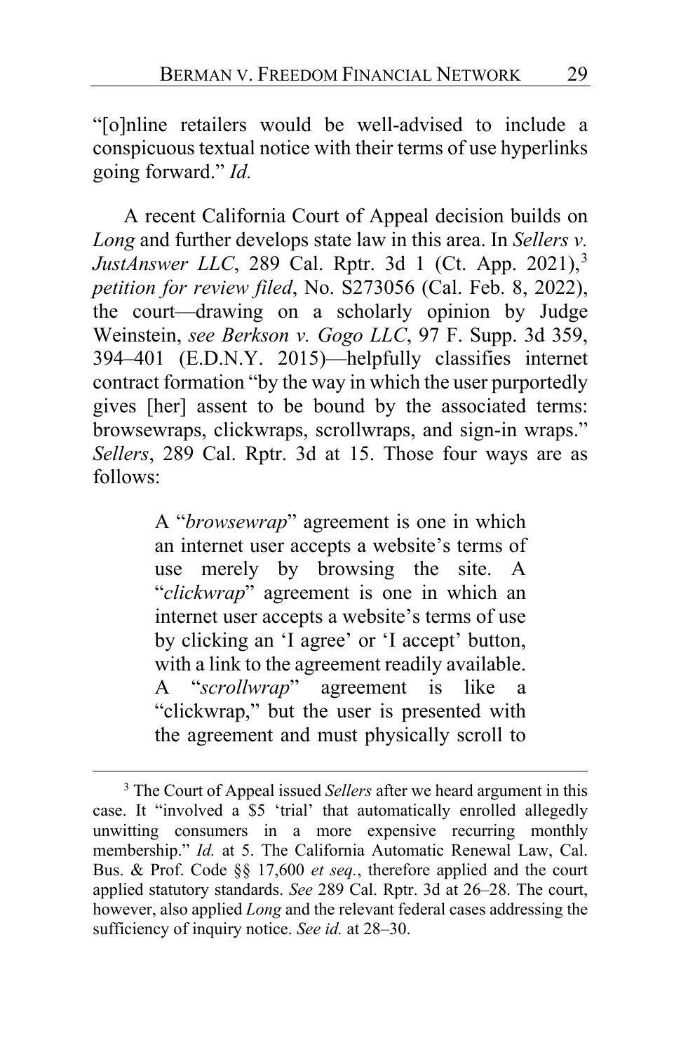"[o]nline retailers would be well-advised to include a conspicuous textual notice with their terms of use hyperlinks going forward." *Id.*

A recent California Court of Appeal decision builds on *Long* and further develops state law in this area. In *Sellers v. JustAnswer LLC*, 289 Cal. Rptr. 3d 1 (Ct. App. 2021),[3] *petition for review filed*, No. S273056 (Cal. Feb. 8, 2022), the court—drawing on a scholarly opinion by Judge Weinstein, *see Berkson v. Gogo LLC*, 97 F. Supp. 3d 359, 394–401 (E.D.N.Y. 2015)—helpfully classifies internet contract formation "by the way in which the user purportedly gives [her] assent to be bound by the associated terms: browsewraps, clickwraps, scrollwraps, and sign-in wraps." *Sellers*, 289 Cal. Rptr. 3d at 15. Those four ways are as follows:

> A "*browsewrap*" agreement is one in which an internet user accepts a website's terms of use merely by browsing the site. A "*clickwrap*" agreement is one in which an internet user accepts a website's terms of use by clicking an 'I agree' or 'I accept' button, with a link to the agreement readily available. A "*scrollwrap*" agreement is like a "clickwrap," but the user is presented with the agreement and must physically scroll to

[3] The Court of Appeal issued *Sellers* after we heard argument in this case. It "involved a $5 'trial' that automatically enrolled allegedly unwitting consumers in a more expensive recurring monthly membership." *Id.* at 5. The California Automatic Renewal Law, Cal. Bus. & Prof. Code §§ 17,600 *et seq.*, therefore applied and the court applied statutory standards. *See* 289 Cal. Rptr. 3d at 26–28. The court, however, also applied *Long* and the relevant federal cases addressing the sufficiency of inquiry notice. *See id.* at 28–30.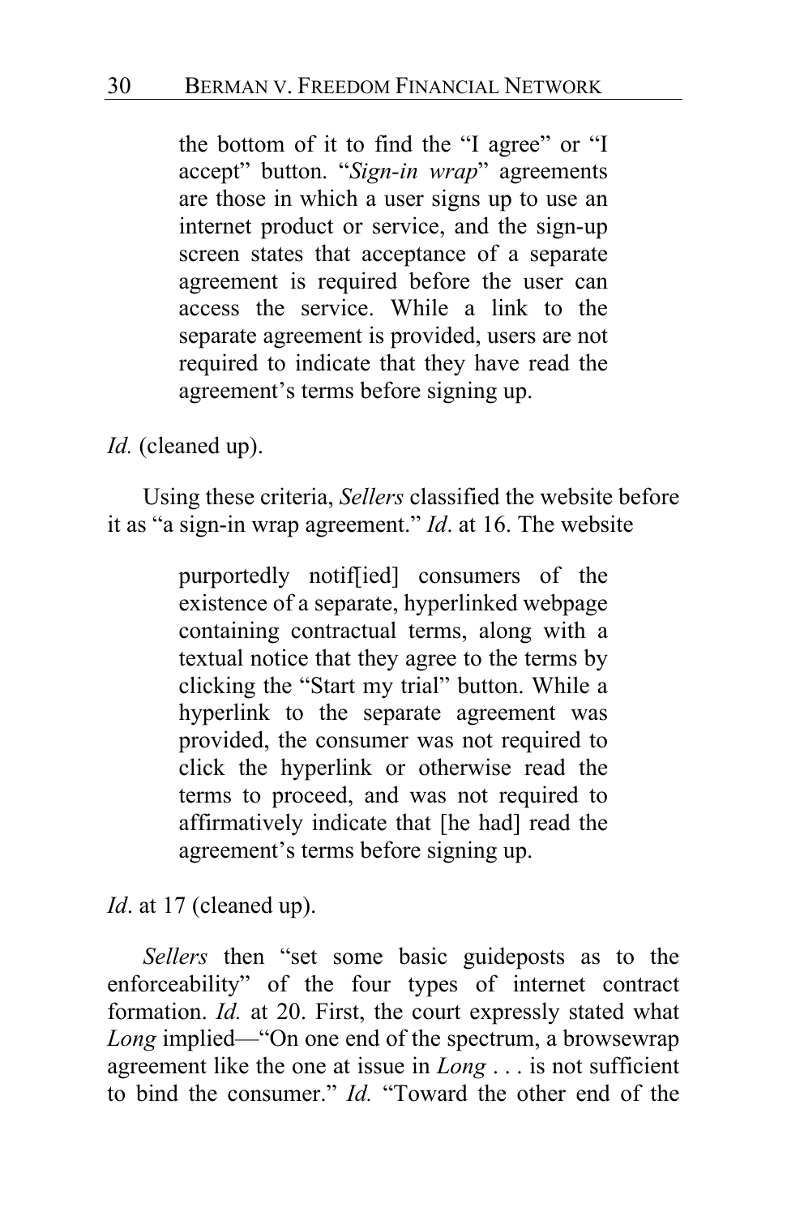> the bottom of it to find the "I agree" or "I accept" button. "*Sign-in wrap*" agreements are those in which a user signs up to use an internet product or service, and the sign-up screen states that acceptance of a separate agreement is required before the user can access the service. While a link to the separate agreement is provided, users are not required to indicate that they have read the agreement's terms before signing up.

*Id.* (cleaned up).

Using these criteria, *Sellers* classified the website before it as "a sign-in wrap agreement." *Id*. at 16. The website

> purportedly notif[ied] consumers of the existence of a separate, hyperlinked webpage containing contractual terms, along with a textual notice that they agree to the terms by clicking the "Start my trial" button. While a hyperlink to the separate agreement was provided, the consumer was not required to click the hyperlink or otherwise read the terms to proceed, and was not required to affirmatively indicate that [he had] read the agreement's terms before signing up.

*Id*. at 17 (cleaned up).

*Sellers* then "set some basic guideposts as to the enforceability" of the four types of internet contract formation. *Id.* at 20. First, the court expressly stated what *Long* implied—"On one end of the spectrum, a browsewrap agreement like the one at issue in *Long* . . . is not sufficient to bind the consumer." *Id.* "Toward the other end of the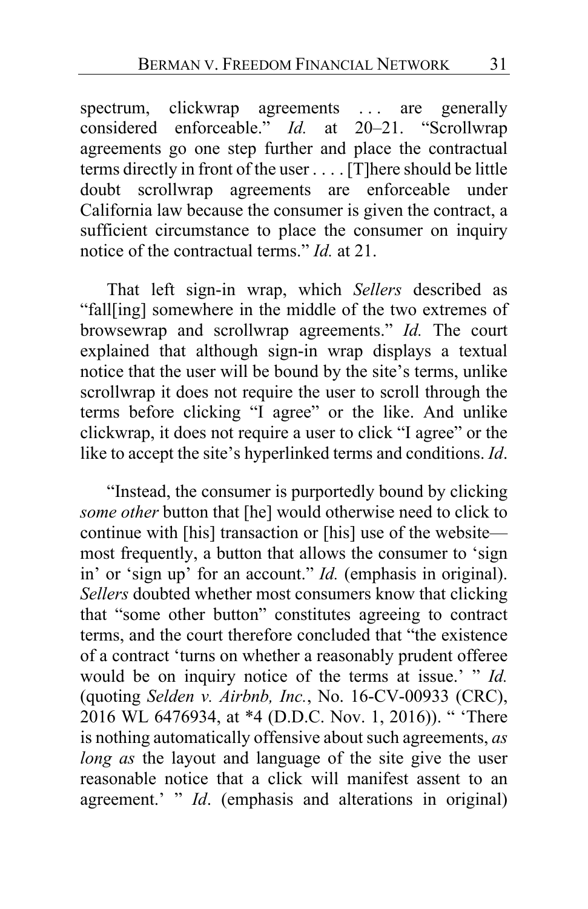spectrum, clickwrap agreements . . . are generally considered enforceable." *Id.* at 20–21. "Scrollwrap agreements go one step further and place the contractual terms directly in front of the user . . . . [T]here should be little doubt scrollwrap agreements are enforceable under California law because the consumer is given the contract, a sufficient circumstance to place the consumer on inquiry notice of the contractual terms." *Id.* at 21.

That left sign-in wrap, which *Sellers* described as "fall[ing] somewhere in the middle of the two extremes of browsewrap and scrollwrap agreements." *Id.* The court explained that although sign-in wrap displays a textual notice that the user will be bound by the site's terms, unlike scrollwrap it does not require the user to scroll through the terms before clicking "I agree" or the like. And unlike clickwrap, it does not require a user to click "I agree" or the like to accept the site's hyperlinked terms and conditions. *Id*.

"Instead, the consumer is purportedly bound by clicking *some other* button that [he] would otherwise need to click to continue with [his] transaction or [his] use of the website—most frequently, a button that allows the consumer to 'sign in' or 'sign up' for an account." *Id.* (emphasis in original). *Sellers* doubted whether most consumers know that clicking that "some other button" constitutes agreeing to contract terms, and the court therefore concluded that "the existence of a contract 'turns on whether a reasonably prudent offeree would be on inquiry notice of the terms at issue.' " *Id.* (quoting *Selden v. Airbnb, Inc.*, No. 16-CV-00933 (CRC), 2016 WL 6476934, at \*4 (D.D.C. Nov. 1, 2016)). " 'There is nothing automatically offensive about such agreements, *as long as* the layout and language of the site give the user reasonable notice that a click will manifest assent to an agreement.' " *Id*. (emphasis and alterations in original)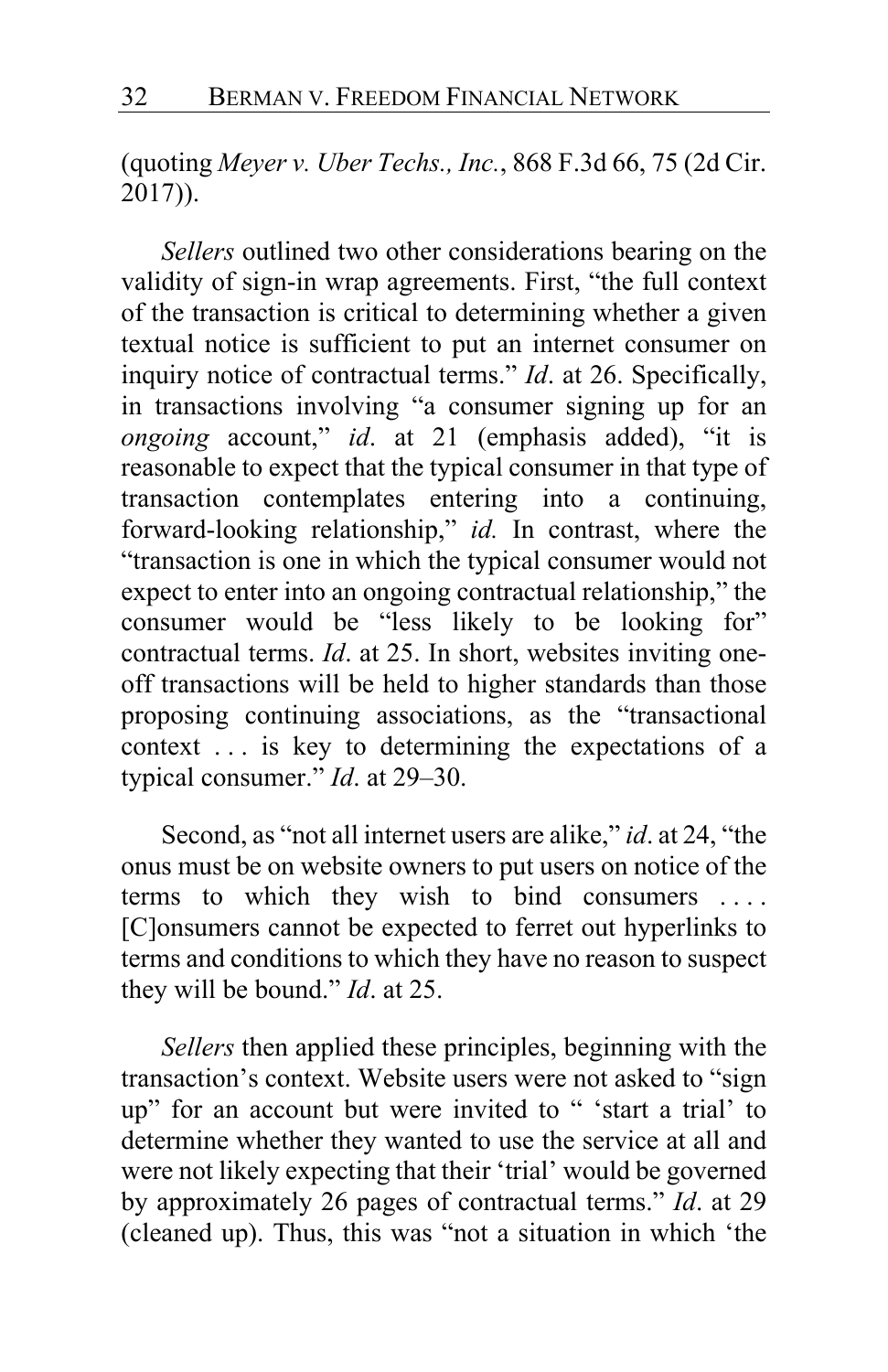(quoting *Meyer v. Uber Techs., Inc.*, 868 F.3d 66, 75 (2d Cir. 2017)).

*Sellers* outlined two other considerations bearing on the validity of sign-in wrap agreements. First, "the full context of the transaction is critical to determining whether a given textual notice is sufficient to put an internet consumer on inquiry notice of contractual terms." *Id*. at 26. Specifically, in transactions involving "a consumer signing up for an *ongoing* account," *id*. at 21 (emphasis added), "it is reasonable to expect that the typical consumer in that type of transaction contemplates entering into a continuing, forward-looking relationship," *id.* In contrast, where the "transaction is one in which the typical consumer would not expect to enter into an ongoing contractual relationship," the consumer would be "less likely to be looking for" contractual terms. *Id*. at 25. In short, websites inviting one-off transactions will be held to higher standards than those proposing continuing associations, as the "transactional context . . . is key to determining the expectations of a typical consumer." *Id*. at 29–30.

Second, as "not all internet users are alike," *id*. at 24, "the onus must be on website owners to put users on notice of the terms to which they wish to bind consumers . . . . [C]onsumers cannot be expected to ferret out hyperlinks to terms and conditions to which they have no reason to suspect they will be bound." *Id*. at 25.

*Sellers* then applied these principles, beginning with the transaction's context. Website users were not asked to "sign up" for an account but were invited to " 'start a trial' to determine whether they wanted to use the service at all and were not likely expecting that their 'trial' would be governed by approximately 26 pages of contractual terms." *Id*. at 29 (cleaned up). Thus, this was "not a situation in which 'the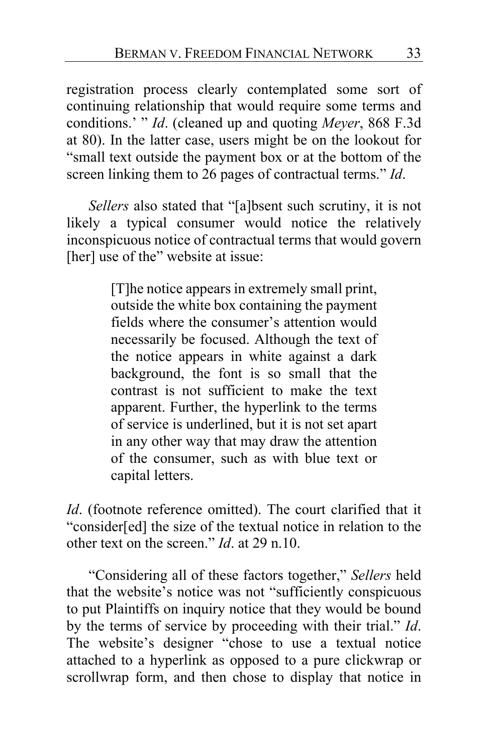registration process clearly contemplated some sort of continuing relationship that would require some terms and conditions.' " *Id*. (cleaned up and quoting *Meyer*, 868 F.3d at 80). In the latter case, users might be on the lookout for "small text outside the payment box or at the bottom of the screen linking them to 26 pages of contractual terms." *Id*.

*Sellers* also stated that "[a]bsent such scrutiny, it is not likely a typical consumer would notice the relatively inconspicuous notice of contractual terms that would govern [her] use of the" website at issue:

> [T]he notice appears in extremely small print, outside the white box containing the payment fields where the consumer's attention would necessarily be focused. Although the text of the notice appears in white against a dark background, the font is so small that the contrast is not sufficient to make the text apparent. Further, the hyperlink to the terms of service is underlined, but it is not set apart in any other way that may draw the attention of the consumer, such as with blue text or capital letters.

*Id*. (footnote reference omitted). The court clarified that it "consider[ed] the size of the textual notice in relation to the other text on the screen." *Id*. at 29 n.10.

"Considering all of these factors together," *Sellers* held that the website's notice was not "sufficiently conspicuous to put Plaintiffs on inquiry notice that they would be bound by the terms of service by proceeding with their trial." *Id*. The website's designer "chose to use a textual notice attached to a hyperlink as opposed to a pure clickwrap or scrollwrap form, and then chose to display that notice in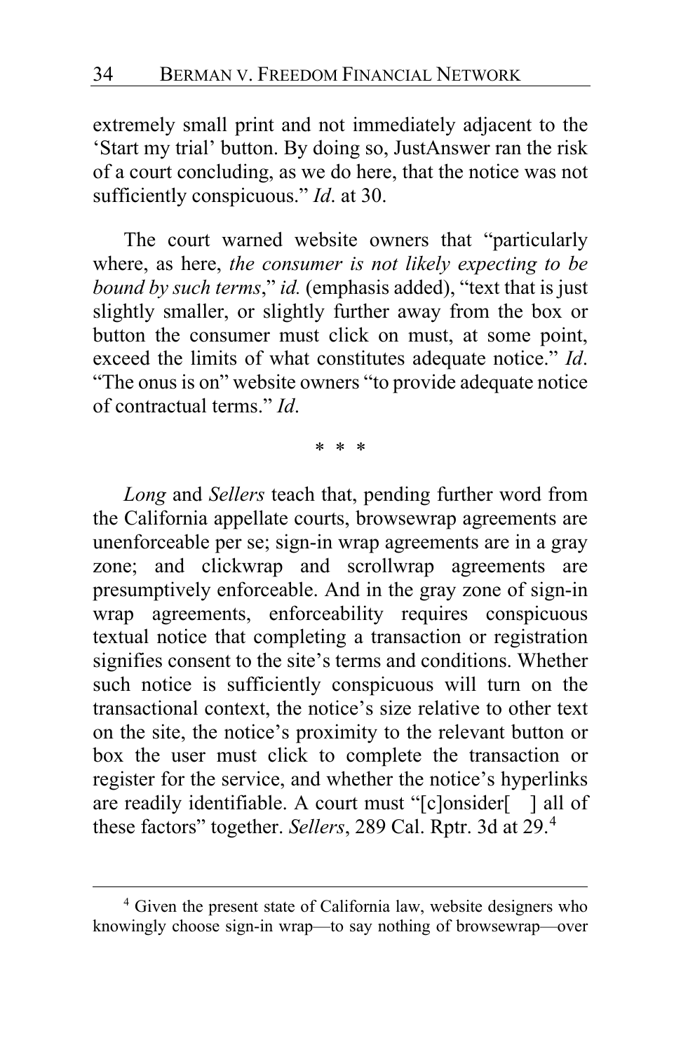extremely small print and not immediately adjacent to the 'Start my trial' button. By doing so, JustAnswer ran the risk of a court concluding, as we do here, that the notice was not sufficiently conspicuous." *Id*. at 30.

The court warned website owners that "particularly where, as here, *the consumer is not likely expecting to be bound by such terms*," *id.* (emphasis added), "text that is just slightly smaller, or slightly further away from the box or button the consumer must click on must, at some point, exceed the limits of what constitutes adequate notice." *Id*. "The onus is on" website owners "to provide adequate notice of contractual terms." *Id*.

\* \* \*

*Long* and *Sellers* teach that, pending further word from the California appellate courts, browsewrap agreements are unenforceable per se; sign-in wrap agreements are in a gray zone; and clickwrap and scrollwrap agreements are presumptively enforceable. And in the gray zone of sign-in wrap agreements, enforceability requires conspicuous textual notice that completing a transaction or registration signifies consent to the site's terms and conditions. Whether such notice is sufficiently conspicuous will turn on the transactional context, the notice's size relative to other text on the site, the notice's proximity to the relevant button or box the user must click to complete the transaction or register for the service, and whether the notice's hyperlinks are readily identifiable. A court must "[c]onsider[ ] all of these factors" together. *Sellers*, 289 Cal. Rptr. 3d at 29.[4]

[4] Given the present state of California law, website designers who knowingly choose sign-in wrap—to say nothing of browsewrap—over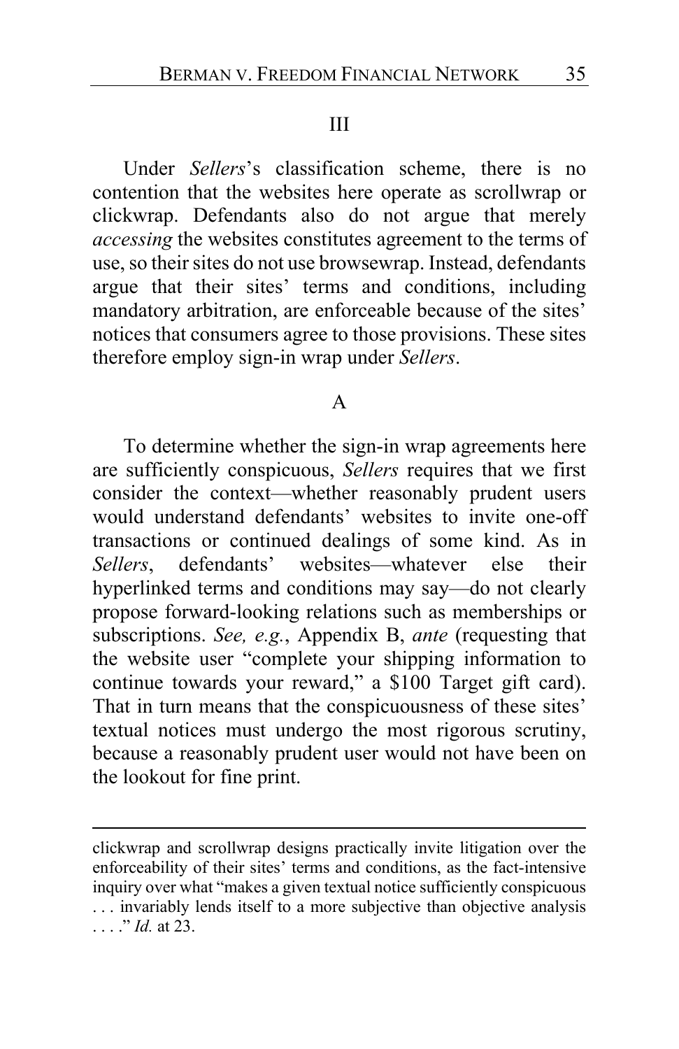## III

Under *Sellers*'s classification scheme, there is no contention that the websites here operate as scrollwrap or clickwrap. Defendants also do not argue that merely *accessing* the websites constitutes agreement to the terms of use, so their sites do not use browsewrap. Instead, defendants argue that their sites' terms and conditions, including mandatory arbitration, are enforceable because of the sites' notices that consumers agree to those provisions. These sites therefore employ sign-in wrap under *Sellers*.

### A

To determine whether the sign-in wrap agreements here are sufficiently conspicuous, *Sellers* requires that we first consider the context—whether reasonably prudent users would understand defendants' websites to invite one-off transactions or continued dealings of some kind. As in *Sellers*, defendants' websites—whatever else their hyperlinked terms and conditions may say—do not clearly propose forward-looking relations such as memberships or subscriptions. *See, e.g.*, Appendix B, *ante* (requesting that the website user "complete your shipping information to continue towards your reward," a $100 Target gift card). That in turn means that the conspicuousness of these sites' textual notices must undergo the most rigorous scrutiny, because a reasonably prudent user would not have been on the lookout for fine print.

---

clickwrap and scrollwrap designs practically invite litigation over the enforceability of their sites' terms and conditions, as the fact-intensive inquiry over what "makes a given textual notice sufficiently conspicuous . . . invariably lends itself to a more subjective than objective analysis . . . ." *Id.* at 23.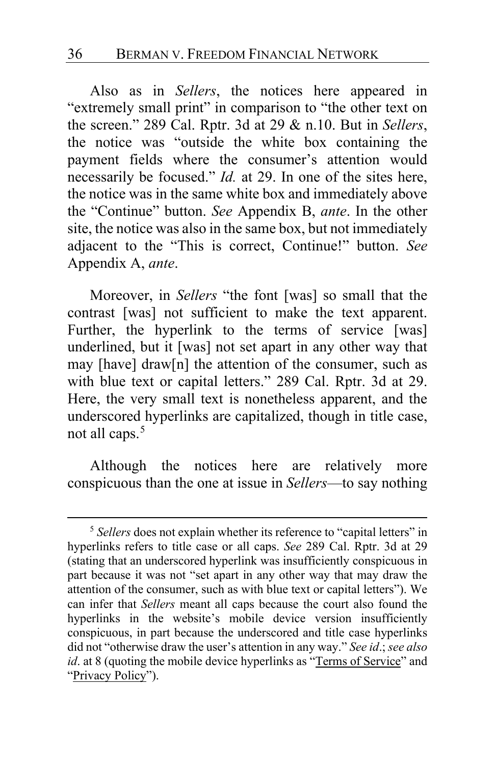Also as in *Sellers*, the notices here appeared in "extremely small print" in comparison to "the other text on the screen." 289 Cal. Rptr. 3d at 29 & n.10. But in *Sellers*, the notice was "outside the white box containing the payment fields where the consumer's attention would necessarily be focused." *Id.* at 29. In one of the sites here, the notice was in the same white box and immediately above the "Continue" button. *See* Appendix B, *ante*. In the other site, the notice was also in the same box, but not immediately adjacent to the "This is correct, Continue!" button. *See* Appendix A, *ante*.

Moreover, in *Sellers* "the font [was] so small that the contrast [was] not sufficient to make the text apparent. Further, the hyperlink to the terms of service [was] underlined, but it [was] not set apart in any other way that may [have] draw[n] the attention of the consumer, such as with blue text or capital letters." 289 Cal. Rptr. 3d at 29. Here, the very small text is nonetheless apparent, and the underscored hyperlinks are capitalized, though in title case, not all caps.[5]

Although the notices here are relatively more conspicuous than the one at issue in *Sellers*—to say nothing

---

[5] *Sellers* does not explain whether its reference to "capital letters" in hyperlinks refers to title case or all caps. *See* 289 Cal. Rptr. 3d at 29 (stating that an underscored hyperlink was insufficiently conspicuous in part because it was not "set apart in any other way that may draw the attention of the consumer, such as with blue text or capital letters"). We can infer that *Sellers* meant all caps because the court also found the hyperlinks in the website's mobile device version insufficiently conspicuous, in part because the underscored and title case hyperlinks did not "otherwise draw the user's attention in any way." *See id.*; *see also id*. at 8 (quoting the mobile device hyperlinks as "<u>Terms of Service</u>" and "<u>Privacy Policy</u>").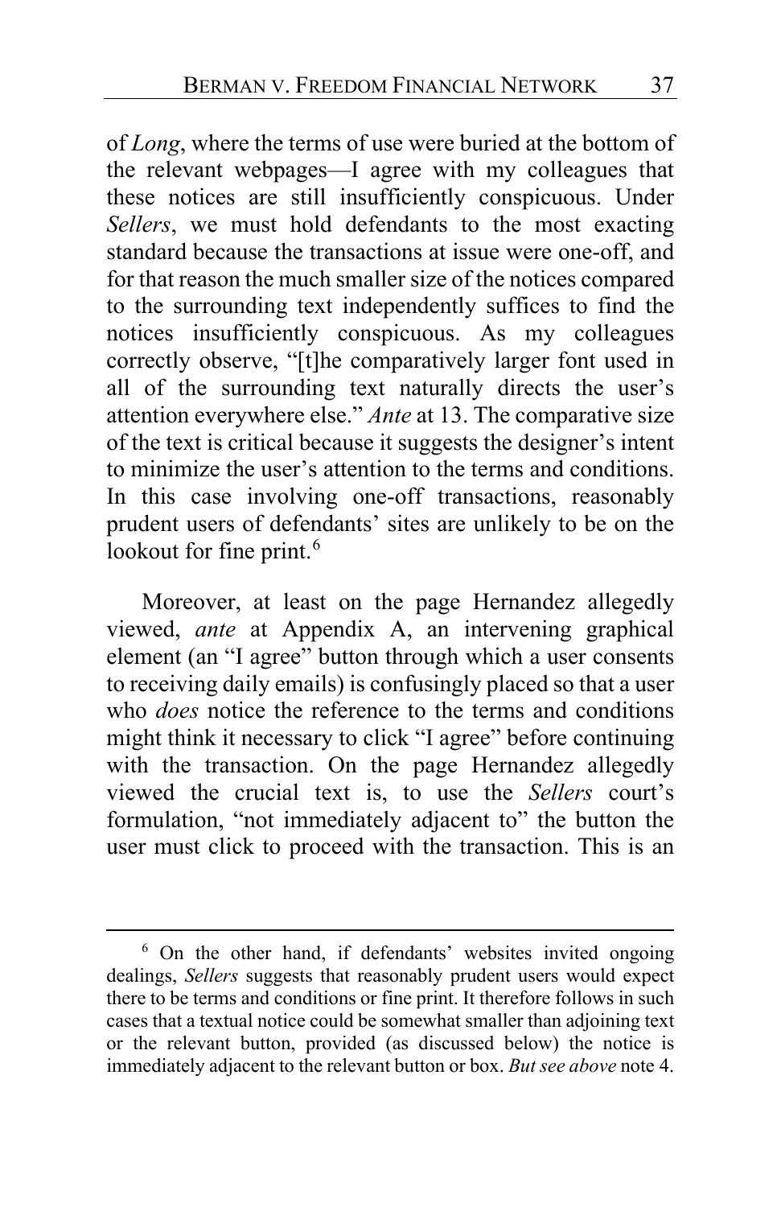of *Long*, where the terms of use were buried at the bottom of the relevant webpages—I agree with my colleagues that these notices are still insufficiently conspicuous. Under *Sellers*, we must hold defendants to the most exacting standard because the transactions at issue were one-off, and for that reason the much smaller size of the notices compared to the surrounding text independently suffices to find the notices insufficiently conspicuous. As my colleagues correctly observe, "[t]he comparatively larger font used in all of the surrounding text naturally directs the user's attention everywhere else." *Ante* at 13. The comparative size of the text is critical because it suggests the designer's intent to minimize the user's attention to the terms and conditions. In this case involving one-off transactions, reasonably prudent users of defendants' sites are unlikely to be on the lookout for fine print.[6]

Moreover, at least on the page Hernandez allegedly viewed, *ante* at Appendix A, an intervening graphical element (an "I agree" button through which a user consents to receiving daily emails) is confusingly placed so that a user who *does* notice the reference to the terms and conditions might think it necessary to click "I agree" before continuing with the transaction. On the page Hernandez allegedly viewed the crucial text is, to use the *Sellers* court's formulation, "not immediately adjacent to" the button the user must click to proceed with the transaction. This is an

---

[6] On the other hand, if defendants' websites invited ongoing dealings, *Sellers* suggests that reasonably prudent users would expect there to be terms and conditions or fine print. It therefore follows in such cases that a textual notice could be somewhat smaller than adjoining text or the relevant button, provided (as discussed below) the notice is immediately adjacent to the relevant button or box. *But see above* note 4.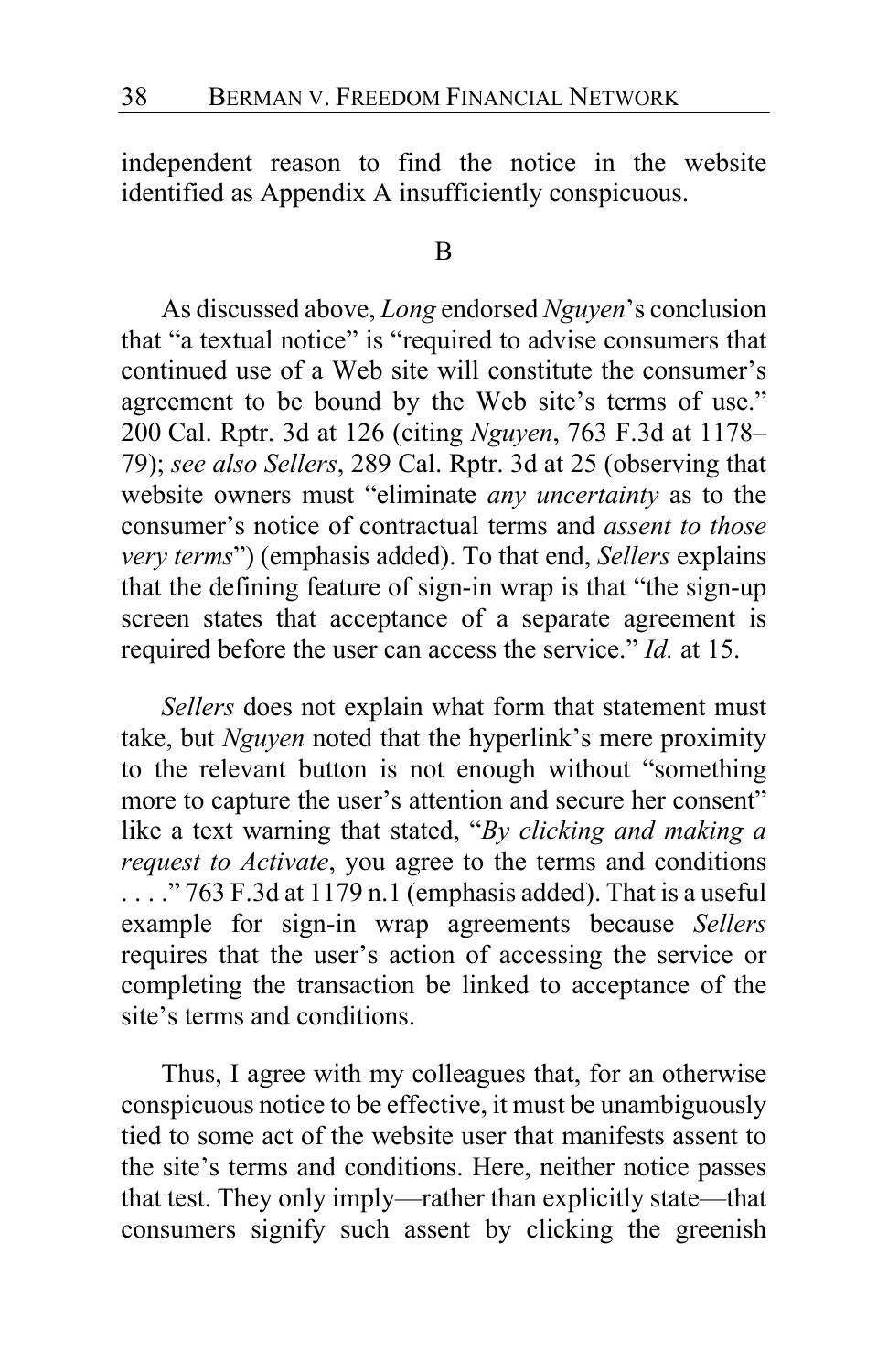independent reason to find the notice in the website identified as Appendix A insufficiently conspicuous.

B

As discussed above, *Long* endorsed *Nguyen*'s conclusion that "a textual notice" is "required to advise consumers that continued use of a Web site will constitute the consumer's agreement to be bound by the Web site's terms of use." 200 Cal. Rptr. 3d at 126 (citing *Nguyen*, 763 F.3d at 1178–79); *see also Sellers*, 289 Cal. Rptr. 3d at 25 (observing that website owners must "eliminate *any uncertainty* as to the consumer's notice of contractual terms and *assent to those very terms*") (emphasis added). To that end, *Sellers* explains that the defining feature of sign-in wrap is that "the sign-up screen states that acceptance of a separate agreement is required before the user can access the service." *Id.* at 15.

*Sellers* does not explain what form that statement must take, but *Nguyen* noted that the hyperlink's mere proximity to the relevant button is not enough without "something more to capture the user's attention and secure her consent" like a text warning that stated, "*By clicking and making a request to Activate*, you agree to the terms and conditions . . . ." 763 F.3d at 1179 n.1 (emphasis added). That is a useful example for sign-in wrap agreements because *Sellers* requires that the user's action of accessing the service or completing the transaction be linked to acceptance of the site's terms and conditions.

Thus, I agree with my colleagues that, for an otherwise conspicuous notice to be effective, it must be unambiguously tied to some act of the website user that manifests assent to the site's terms and conditions. Here, neither notice passes that test. They only imply—rather than explicitly state—that consumers signify such assent by clicking the greenish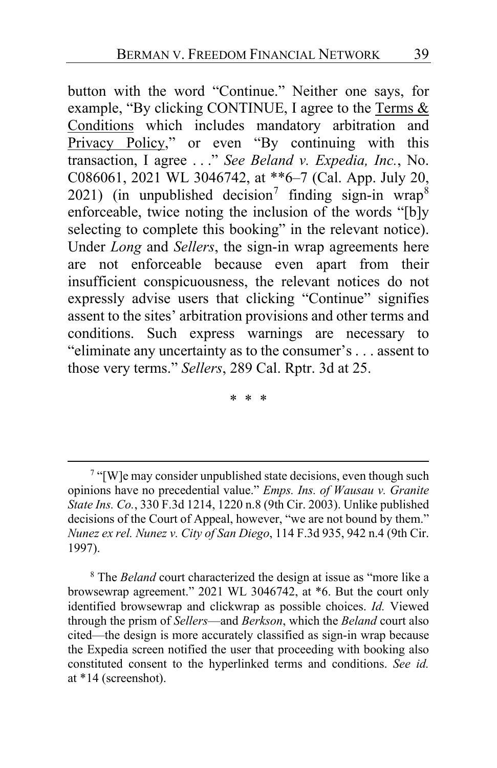button with the word "Continue." Neither one says, for example, "By clicking CONTINUE, I agree to the <u>Terms & Conditions</u> which includes mandatory arbitration and <u>Privacy Policy</u>," or even "By continuing with this transaction, I agree . . ." *See Beland v. Expedia, Inc.*, No. C086061, 2021 WL 3046742, at **6–7 (Cal. App. July 20, 2021) (in unpublished decision[7] finding sign-in wrap[8] enforceable, twice noting the inclusion of the words "[b]y selecting to complete this booking" in the relevant notice). Under *Long* and *Sellers*, the sign-in wrap agreements here are not enforceable because even apart from their insufficient conspicuousness, the relevant notices do not expressly advise users that clicking "Continue" signifies assent to the sites' arbitration provisions and other terms and conditions. Such express warnings are necessary to "eliminate any uncertainty as to the consumer's . . . assent to those very terms." *Sellers*, 289 Cal. Rptr. 3d at 25.

\* \* \*

---

[7] "[W]e may consider unpublished state decisions, even though such opinions have no precedential value." *Emps. Ins. of Wausau v. Granite State Ins. Co.*, 330 F.3d 1214, 1220 n.8 (9th Cir. 2003). Unlike published decisions of the Court of Appeal, however, "we are not bound by them." *Nunez ex rel. Nunez v. City of San Diego*, 114 F.3d 935, 942 n.4 (9th Cir. 1997).

[8] The *Beland* court characterized the design at issue as "more like a browsewrap agreement." 2021 WL 3046742, at *6. But the court only identified browsewrap and clickwrap as possible choices. *Id.* Viewed through the prism of *Sellers*—and *Berkson*, which the *Beland* court also cited—the design is more accurately classified as sign-in wrap because the Expedia screen notified the user that proceeding with booking also constituted consent to the hyperlinked terms and conditions. *See id.* at *14 (screenshot).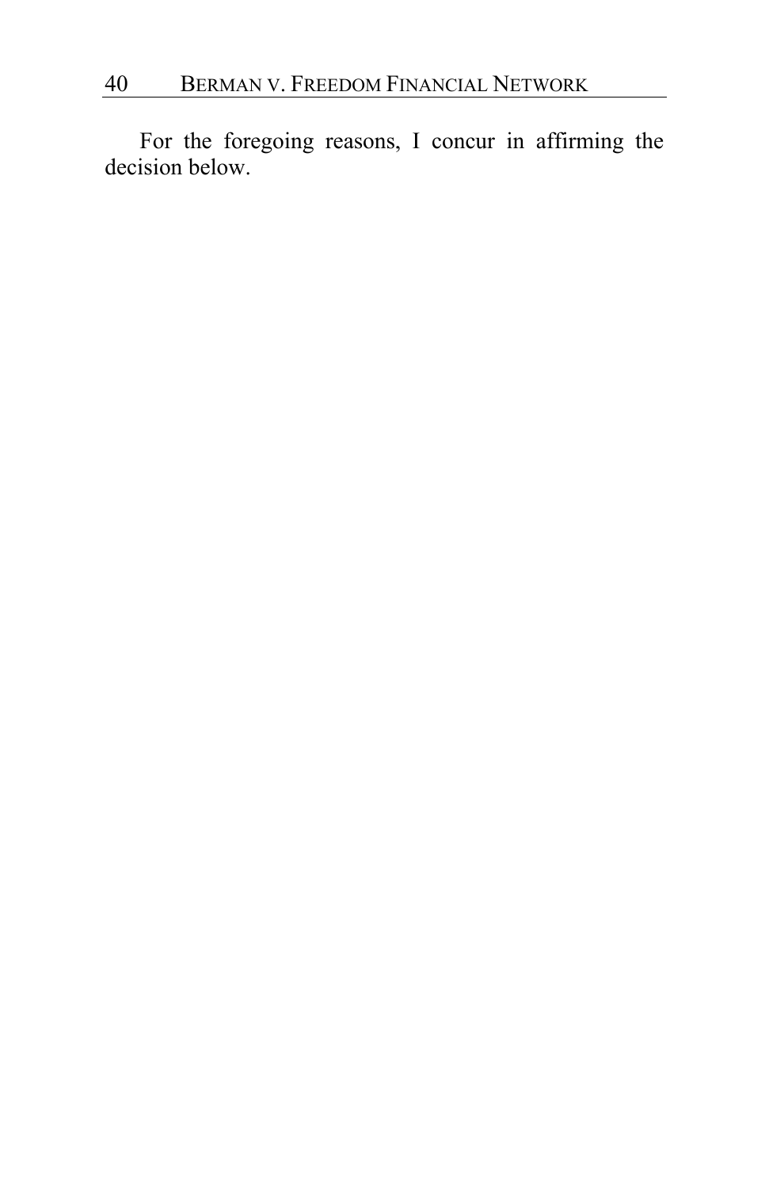For the foregoing reasons, I concur in affirming the decision below.